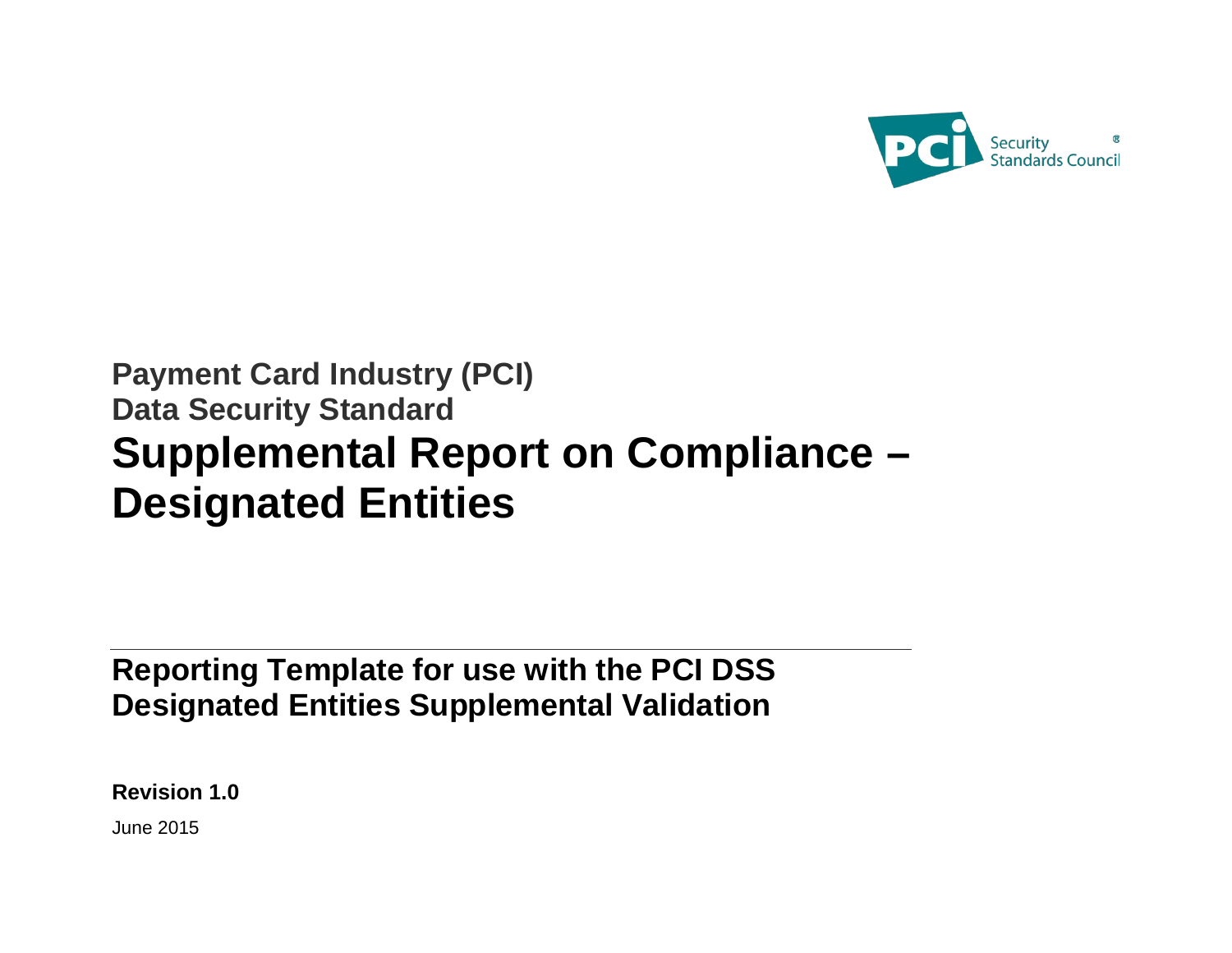Payment Card Industry (PCI)
Data Security Standard

# Supplemental Report on Compliance – Designated Entities

---

## Reporting Template for use with the PCI DSS Designated Entities Supplemental Validation

**Revision 1.0**

June 2015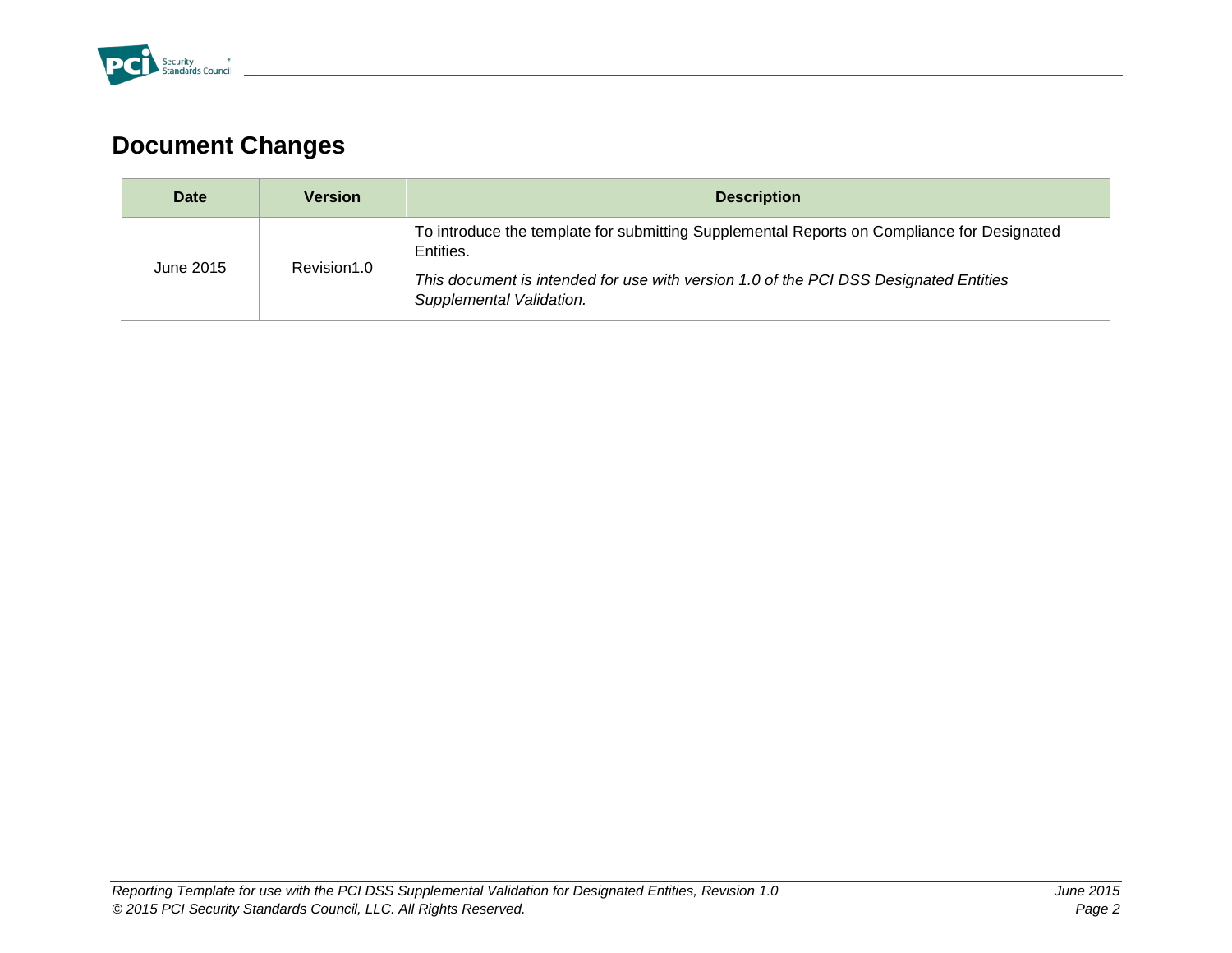# Document Changes

| Date | Version | Description |
| --- | --- | --- |
| June 2015 | Revision1.0 | To introduce the template for submitting Supplemental Reports on Compliance for Designated Entities. *This document is intended for use with version 1.0 of the PCI DSS Designated Entities Supplemental Validation.* |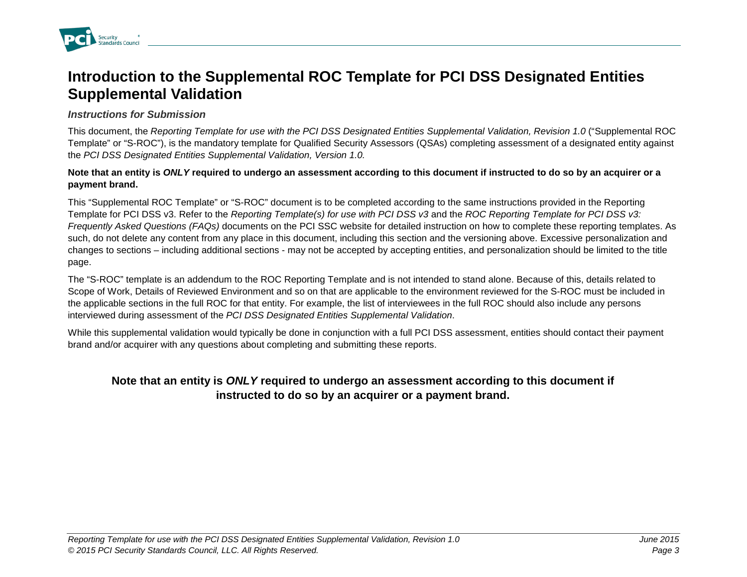# Introduction to the Supplemental ROC Template for PCI DSS Designated Entities Supplemental Validation

### *Instructions for Submission*

This document, the *Reporting Template for use with the PCI DSS Designated Entities Supplemental Validation, Revision 1.0* ("Supplemental ROC Template" or "S-ROC"), is the mandatory template for Qualified Security Assessors (QSAs) completing assessment of a designated entity against the *PCI DSS Designated Entities Supplemental Validation, Version 1.0.*

**Note that an entity is *ONLY* required to undergo an assessment according to this document if instructed to do so by an acquirer or a payment brand.**

This "Supplemental ROC Template" or "S-ROC" document is to be completed according to the same instructions provided in the Reporting Template for PCI DSS v3. Refer to the *Reporting Template(s) for use with PCI DSS v3* and the *ROC Reporting Template for PCI DSS v3: Frequently Asked Questions (FAQs)* documents on the PCI SSC website for detailed instruction on how to complete these reporting templates. As such, do not delete any content from any place in this document, including this section and the versioning above. Excessive personalization and changes to sections – including additional sections - may not be accepted by accepting entities, and personalization should be limited to the title page.

The "S-ROC" template is an addendum to the ROC Reporting Template and is not intended to stand alone. Because of this, details related to Scope of Work, Details of Reviewed Environment and so on that are applicable to the environment reviewed for the S-ROC must be included in the applicable sections in the full ROC for that entity. For example, the list of interviewees in the full ROC should also include any persons interviewed during assessment of the *PCI DSS Designated Entities Supplemental Validation*.

While this supplemental validation would typically be done in conjunction with a full PCI DSS assessment, entities should contact their payment brand and/or acquirer with any questions about completing and submitting these reports.

**Note that an entity is *ONLY* required to undergo an assessment according to this document if instructed to do so by an acquirer or a payment brand.**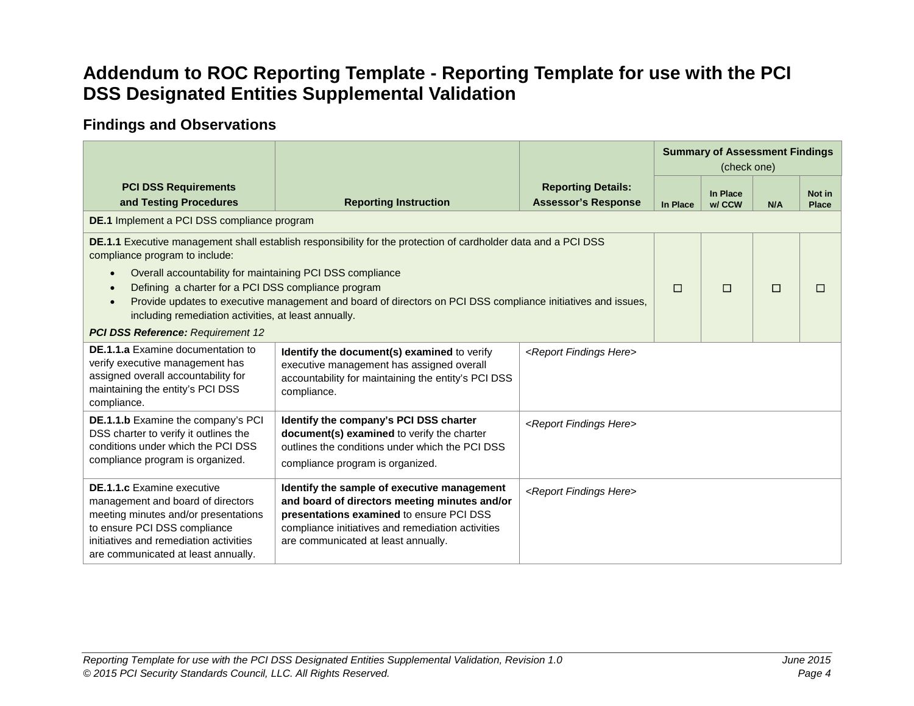# Addendum to ROC Reporting Template - Reporting Template for use with the PCI DSS Designated Entities Supplemental Validation

## Findings and Observations

| PCI DSS Requirements and Testing Procedures | Reporting Instruction | Reporting Details: Assessor's Response | Summary of Assessment Findings (check one) | | | |
|---|---|---|---|---|---|---|
| | | | In Place | In Place w/ CCW | N/A | Not in Place |
| **DE.1** Implement a PCI DSS compliance program | | | | | | |
| **DE.1.1** Executive management shall establish responsibility for the protection of cardholder data and a PCI DSS compliance program to include:<br>• Overall accountability for maintaining PCI DSS compliance<br>• Defining a charter for a PCI DSS compliance program<br>• Provide updates to executive management and board of directors on PCI DSS compliance initiatives and issues, including remediation activities, at least annually.<br>***PCI DSS Reference:*** *Requirement 12* | | | ☐ | ☐ | ☐ | ☐ |
| **DE.1.1.a** Examine documentation to verify executive management has assigned overall accountability for maintaining the entity's PCI DSS compliance. | **Identify the document(s) examined** to verify executive management has assigned overall accountability for maintaining the entity's PCI DSS compliance. | *<Report Findings Here>* | | | | |
| **DE.1.1.b** Examine the company's PCI DSS charter to verify it outlines the conditions under which the PCI DSS compliance program is organized. | **Identify the company's PCI DSS charter document(s) examined** to verify the charter outlines the conditions under which the PCI DSS compliance program is organized. | *<Report Findings Here>* | | | | |
| **DE.1.1.c** Examine executive management and board of directors meeting minutes and/or presentations to ensure PCI DSS compliance initiatives and remediation activities are communicated at least annually. | **Identify the sample of executive management and board of directors meeting minutes and/or presentations examined** to ensure PCI DSS compliance initiatives and remediation activities are communicated at least annually. | *<Report Findings Here>* | | | | |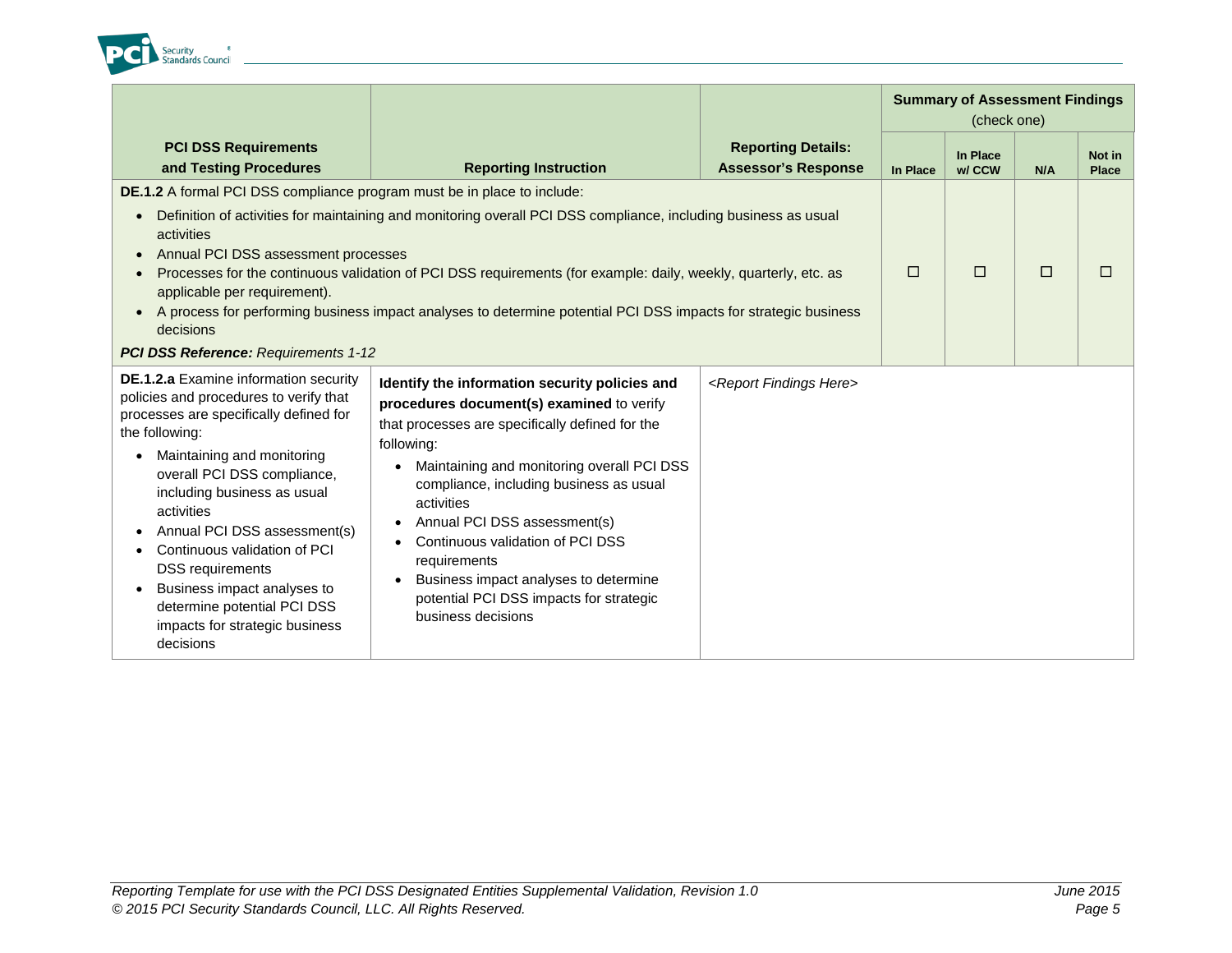| PCI DSS Requirements and Testing Procedures | Reporting Instruction | Reporting Details: Assessor's Response | Summary of Assessment Findings (check one) | | | |
|---|---|---|---|---|---|---|
| | | | In Place | In Place w/ CCW | N/A | Not in Place |
| **DE.1.2** A formal PCI DSS compliance program must be in place to include:<br>• Definition of activities for maintaining and monitoring overall PCI DSS compliance, including business as usual activities<br>• Annual PCI DSS assessment processes<br>• Processes for the continuous validation of PCI DSS requirements (for example: daily, weekly, quarterly, etc. as applicable per requirement).<br>• A process for performing business impact analyses to determine potential PCI DSS impacts for strategic business decisions<br>***PCI DSS Reference:*** *Requirements 1-12* | | | ☐ | ☐ | ☐ | ☐ |
| **DE.1.2.a** Examine information security policies and procedures to verify that processes are specifically defined for the following:<br>• Maintaining and monitoring overall PCI DSS compliance, including business as usual activities<br>• Annual PCI DSS assessment(s)<br>• Continuous validation of PCI DSS requirements<br>• Business impact analyses to determine potential PCI DSS impacts for strategic business decisions | **Identify the information security policies and procedures document(s) examined** to verify that processes are specifically defined for the following:<br>• Maintaining and monitoring overall PCI DSS compliance, including business as usual activities<br>• Annual PCI DSS assessment(s)<br>• Continuous validation of PCI DSS requirements<br>• Business impact analyses to determine potential PCI DSS impacts for strategic business decisions | *<Report Findings Here>* | | | | |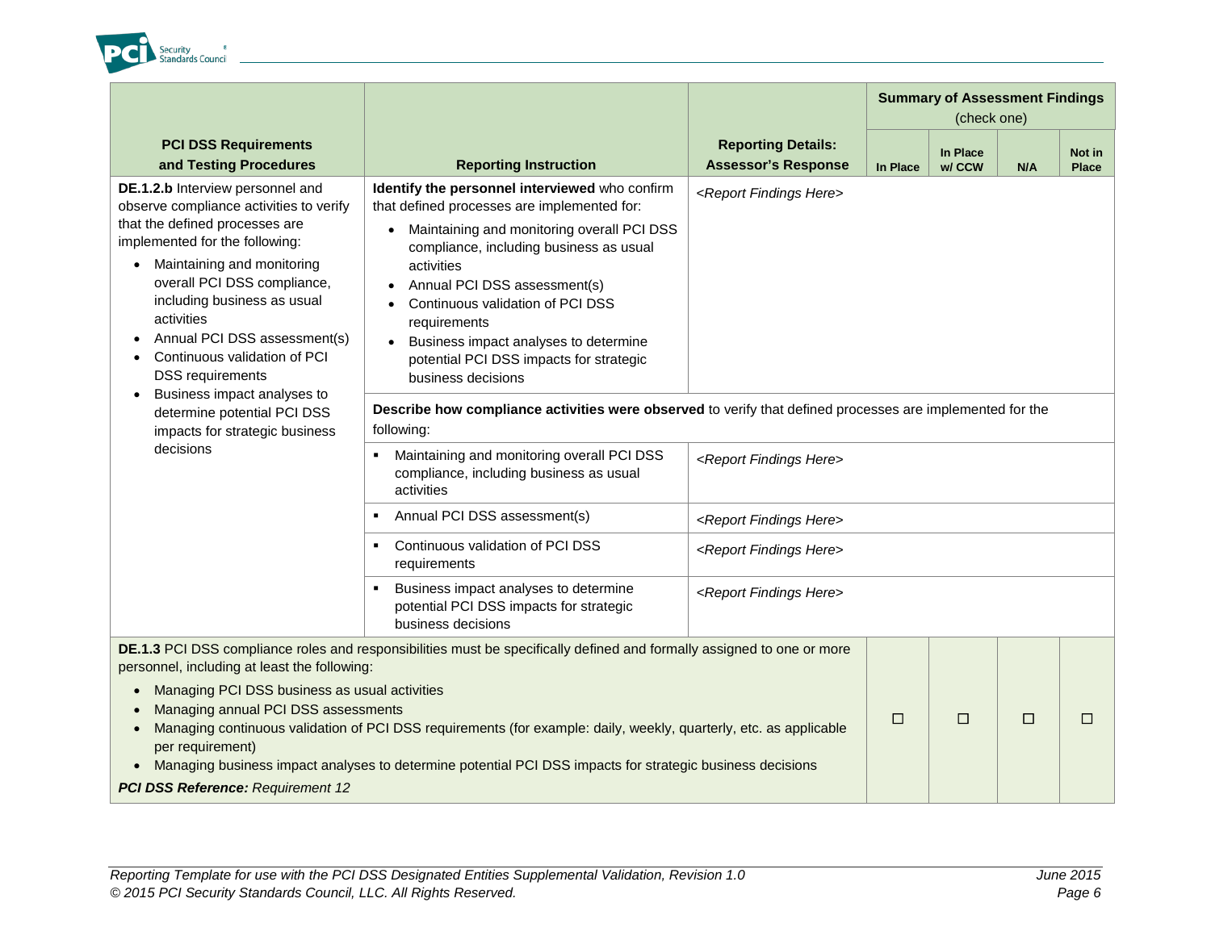| PCI DSS Requirements and Testing Procedures | Reporting Instruction | Reporting Details: Assessor's Response | Summary of Assessment Findings (check one) | | | |
|---|---|---|---|---|---|---|
| | | | In Place | In Place w/ CCW | N/A | Not in Place |
| **DE.1.2.b** Interview personnel and observe compliance activities to verify that the defined processes are implemented for the following:<br>• Maintaining and monitoring overall PCI DSS compliance, including business as usual activities<br>• Annual PCI DSS assessment(s)<br>• Continuous validation of PCI DSS requirements<br>• Business impact analyses to determine potential PCI DSS impacts for strategic business decisions | **Identify the personnel interviewed** who confirm that defined processes are implemented for:<br>• Maintaining and monitoring overall PCI DSS compliance, including business as usual activities<br>• Annual PCI DSS assessment(s)<br>• Continuous validation of PCI DSS requirements<br>• Business impact analyses to determine potential PCI DSS impacts for strategic business decisions | *<Report Findings Here>* | | | | |
| | **Describe how compliance activities were observed** to verify that defined processes are implemented for the following: | | | | | |
| | ▪ Maintaining and monitoring overall PCI DSS compliance, including business as usual activities | *<Report Findings Here>* | | | | |
| | ▪ Annual PCI DSS assessment(s) | *<Report Findings Here>* | | | | |
| | ▪ Continuous validation of PCI DSS requirements | *<Report Findings Here>* | | | | |
| | ▪ Business impact analyses to determine potential PCI DSS impacts for strategic business decisions | *<Report Findings Here>* | | | | |
| **DE.1.3** PCI DSS compliance roles and responsibilities must be specifically defined and formally assigned to one or more personnel, including at least the following:<br>• Managing PCI DSS business as usual activities<br>• Managing annual PCI DSS assessments<br>• Managing continuous validation of PCI DSS requirements (for example: daily, weekly, quarterly, etc. as applicable per requirement)<br>• Managing business impact analyses to determine potential PCI DSS impacts for strategic business decisions<br>***PCI DSS Reference:*** *Requirement 12* | | | ☐ | ☐ | ☐ | ☐ |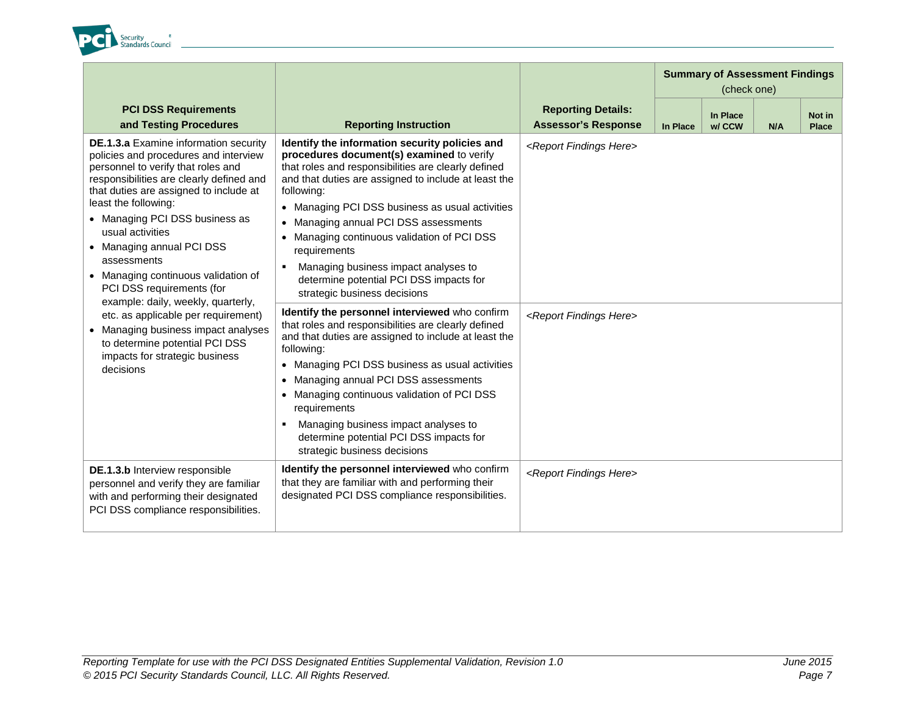| PCI DSS Requirements and Testing Procedures | Reporting Instruction | Reporting Details: Assessor's Response | Summary of Assessment Findings (check one) | | | |
|---|---|---|---|---|---|---|
| | | | In Place | In Place w/ CCW | N/A | Not in Place |
| **DE.1.3.a** Examine information security policies and procedures and interview personnel to verify that roles and responsibilities are clearly defined and that duties are assigned to include at least the following:<br>• Managing PCI DSS business as usual activities<br>• Managing annual PCI DSS assessments<br>• Managing continuous validation of PCI DSS requirements (for example: daily, weekly, quarterly, etc. as applicable per requirement)<br>• Managing business impact analyses to determine potential PCI DSS impacts for strategic business decisions | **Identify the information security policies and procedures document(s) examined** to verify that roles and responsibilities are clearly defined and that duties are assigned to include at least the following:<br>• Managing PCI DSS business as usual activities<br>• Managing annual PCI DSS assessments<br>• Managing continuous validation of PCI DSS requirements<br>▪ Managing business impact analyses to determine potential PCI DSS impacts for strategic business decisions | *<Report Findings Here>* | | | | |
| | **Identify the personnel interviewed** who confirm that roles and responsibilities are clearly defined and that duties are assigned to include at least the following:<br>• Managing PCI DSS business as usual activities<br>• Managing annual PCI DSS assessments<br>• Managing continuous validation of PCI DSS requirements<br>▪ Managing business impact analyses to determine potential PCI DSS impacts for strategic business decisions | *<Report Findings Here>* | | | | |
| **DE.1.3.b** Interview responsible personnel and verify they are familiar with and performing their designated PCI DSS compliance responsibilities. | **Identify the personnel interviewed** who confirm that they are familiar with and performing their designated PCI DSS compliance responsibilities. | *<Report Findings Here>* | | | | |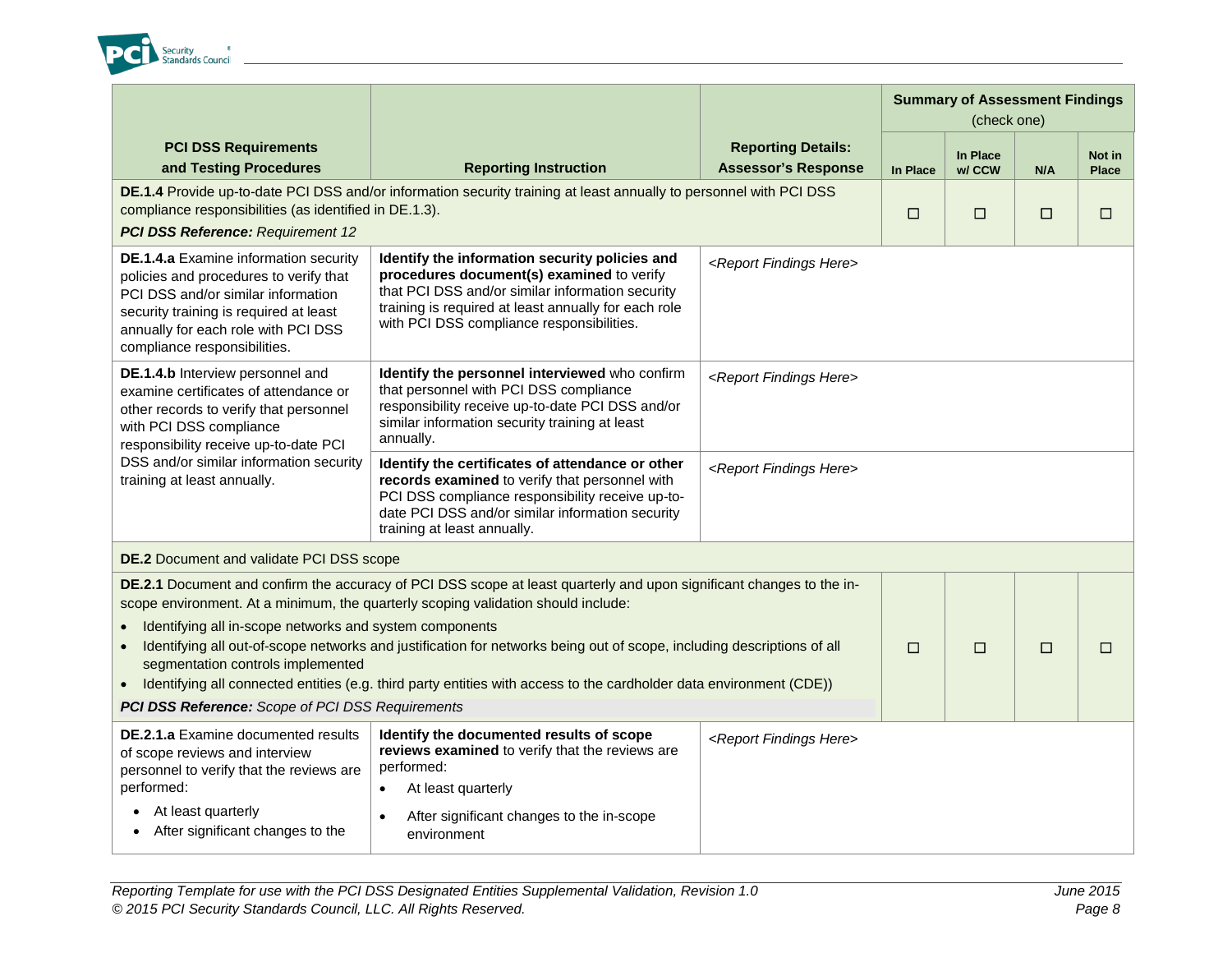| PCI DSS Requirements and Testing Procedures | Reporting Instruction | Reporting Details: Assessor's Response | Summary of Assessment Findings (check one) | | | |
|---|---|---|---|---|---|---|
| | | | In Place | In Place w/ CCW | N/A | Not in Place |
| **DE.1.4** Provide up-to-date PCI DSS and/or information security training at least annually to personnel with PCI DSS compliance responsibilities (as identified in DE.1.3). ***PCI DSS Reference:*** *Requirement 12* | | | ☐ | ☐ | ☐ | ☐ |
| **DE.1.4.a** Examine information security policies and procedures to verify that PCI DSS and/or similar information security training is required at least annually for each role with PCI DSS compliance responsibilities. | **Identify the information security policies and procedures document(s) examined** to verify that PCI DSS and/or similar information security training is required at least annually for each role with PCI DSS compliance responsibilities. | *<Report Findings Here>* | | | | |
| **DE.1.4.b** Interview personnel and examine certificates of attendance or other records to verify that personnel with PCI DSS compliance responsibility receive up-to-date PCI DSS and/or similar information security training at least annually. | **Identify the personnel interviewed** who confirm that personnel with PCI DSS compliance responsibility receive up-to-date PCI DSS and/or similar information security training at least annually. | *<Report Findings Here>* | | | | |
| | **Identify the certificates of attendance or other records examined** to verify that personnel with PCI DSS compliance responsibility receive up-to-date PCI DSS and/or similar information security training at least annually. | *<Report Findings Here>* | | | | |
| **DE.2** Document and validate PCI DSS scope | | | | | | |
| **DE.2.1** Document and confirm the accuracy of PCI DSS scope at least quarterly and upon significant changes to the in-scope environment. At a minimum, the quarterly scoping validation should include: <br>• Identifying all in-scope networks and system components <br>• Identifying all out-of-scope networks and justification for networks being out of scope, including descriptions of all segmentation controls implemented <br>• Identifying all connected entities (e.g. third party entities with access to the cardholder data environment (CDE)) <br>***PCI DSS Reference:*** *Scope of PCI DSS Requirements* | | | ☐ | ☐ | ☐ | ☐ |
| **DE.2.1.a** Examine documented results of scope reviews and interview personnel to verify that the reviews are performed: <br>• At least quarterly <br>• After significant changes to the | **Identify the documented results of scope reviews examined** to verify that the reviews are performed: <br>• At least quarterly <br>• After significant changes to the in-scope environment | *<Report Findings Here>* | | | | |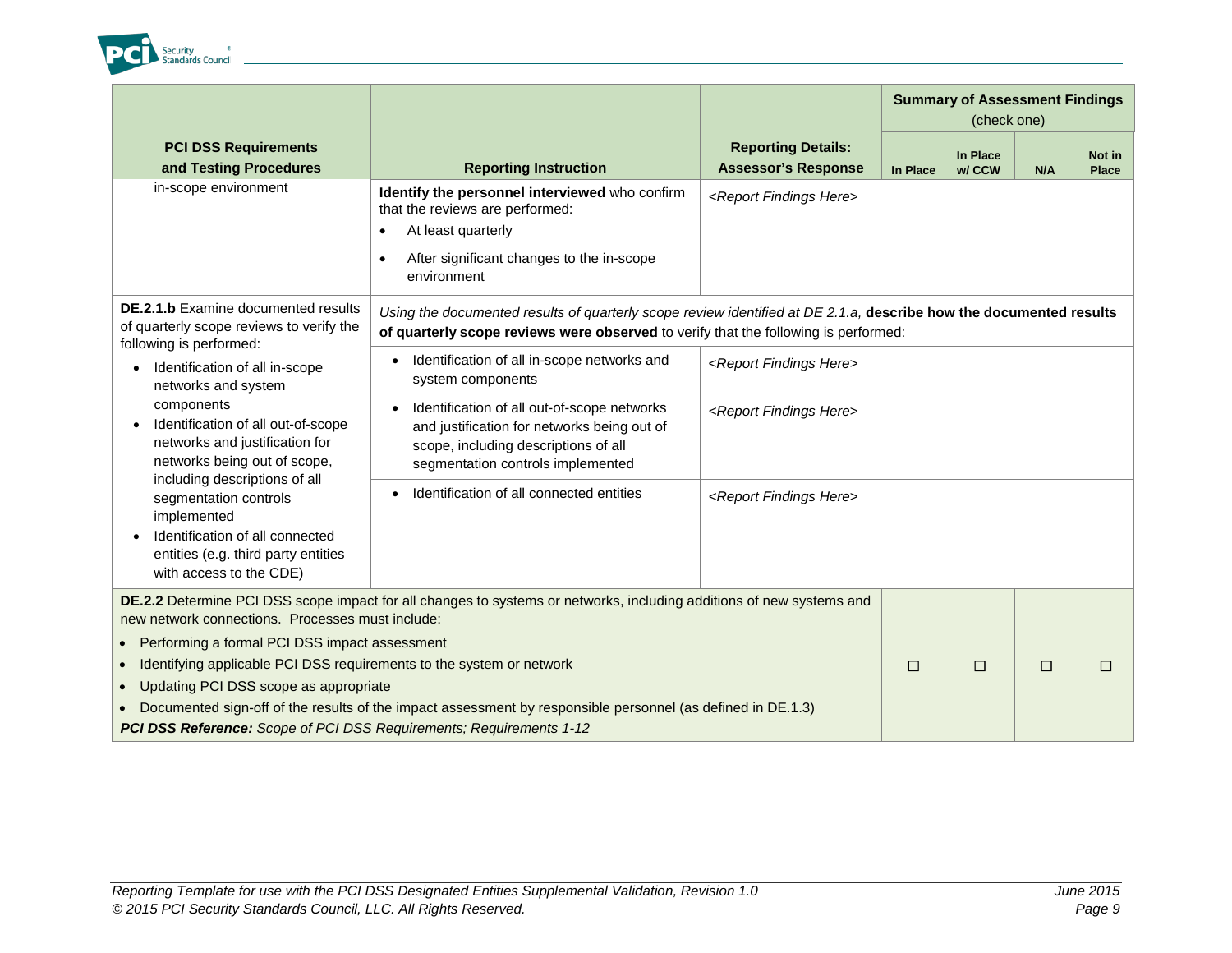| PCI DSS Requirements and Testing Procedures | Reporting Instruction | Reporting Details: Assessor's Response | Summary of Assessment Findings (check one) | | | |
|---|---|---|---|---|---|---|
| | | | In Place | In Place w/ CCW | N/A | Not in Place |
| in-scope environment | **Identify the personnel interviewed** who confirm that the reviews are performed:<br>• At least quarterly<br>• After significant changes to the in-scope environment | *<Report Findings Here>* | | | | |
| **DE.2.1.b** Examine documented results of quarterly scope reviews to verify the following is performed:<br>• Identification of all in-scope networks and system components<br>• Identification of all out-of-scope networks and justification for networks being out of scope, including descriptions of all segmentation controls implemented<br>• Identification of all connected entities (e.g. third party entities with access to the CDE) | *Using the documented results of quarterly scope review identified at DE 2.1.a,* **describe how the documented results of quarterly scope reviews were observed** to verify that the following is performed: | | | | | |
| | • Identification of all in-scope networks and system components | *<Report Findings Here>* | | | | |
| | • Identification of all out-of-scope networks and justification for networks being out of scope, including descriptions of all segmentation controls implemented | *<Report Findings Here>* | | | | |
| | • Identification of all connected entities | *<Report Findings Here>* | | | | |
| **DE.2.2** Determine PCI DSS scope impact for all changes to systems or networks, including additions of new systems and new network connections. Processes must include:<br>• Performing a formal PCI DSS impact assessment<br>• Identifying applicable PCI DSS requirements to the system or network<br>• Updating PCI DSS scope as appropriate<br>• Documented sign-off of the results of the impact assessment by responsible personnel (as defined in DE.1.3)<br>***PCI DSS Reference:*** *Scope of PCI DSS Requirements; Requirements 1-12* | | | ☐ | ☐ | ☐ | ☐ |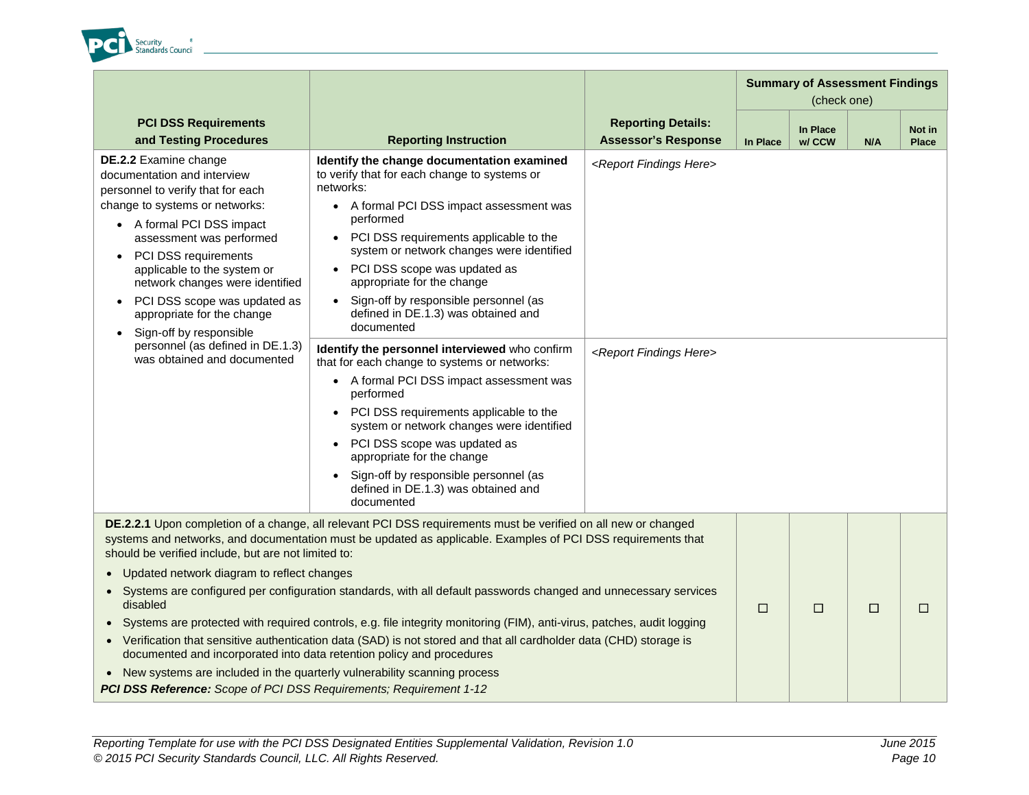| PCI DSS Requirements and Testing Procedures | Reporting Instruction | Reporting Details: Assessor's Response | Summary of Assessment Findings (check one) | | | |
|---|---|---|---|---|---|---|
| | | | In Place | In Place w/ CCW | N/A | Not in Place |
| **DE.2.2** Examine change documentation and interview personnel to verify that for each change to systems or networks:<br>• A formal PCI DSS impact assessment was performed<br>• PCI DSS requirements applicable to the system or network changes were identified<br>• PCI DSS scope was updated as appropriate for the change<br>• Sign-off by responsible personnel (as defined in DE.1.3) was obtained and documented | **Identify the change documentation examined** to verify that for each change to systems or networks:<br>• A formal PCI DSS impact assessment was performed<br>• PCI DSS requirements applicable to the system or network changes were identified<br>• PCI DSS scope was updated as appropriate for the change<br>• Sign-off by responsible personnel (as defined in DE.1.3) was obtained and documented | *<Report Findings Here>* | | | | |
| | **Identify the personnel interviewed** who confirm that for each change to systems or networks:<br>• A formal PCI DSS impact assessment was performed<br>• PCI DSS requirements applicable to the system or network changes were identified<br>• PCI DSS scope was updated as appropriate for the change<br>• Sign-off by responsible personnel (as defined in DE.1.3) was obtained and documented | *<Report Findings Here>* | | | | |
| **DE.2.2.1** Upon completion of a change, all relevant PCI DSS requirements must be verified on all new or changed systems and networks, and documentation must be updated as applicable. Examples of PCI DSS requirements that should be verified include, but are not limited to:<br>• Updated network diagram to reflect changes<br>• Systems are configured per configuration standards, with all default passwords changed and unnecessary services disabled<br>• Systems are protected with required controls, e.g. file integrity monitoring (FIM), anti-virus, patches, audit logging<br>• Verification that sensitive authentication data (SAD) is not stored and that all cardholder data (CHD) storage is documented and incorporated into data retention policy and procedures<br>• New systems are included in the quarterly vulnerability scanning process<br>***PCI DSS Reference:*** *Scope of PCI DSS Requirements; Requirement 1-12* | | | ☐ | ☐ | ☐ | ☐ |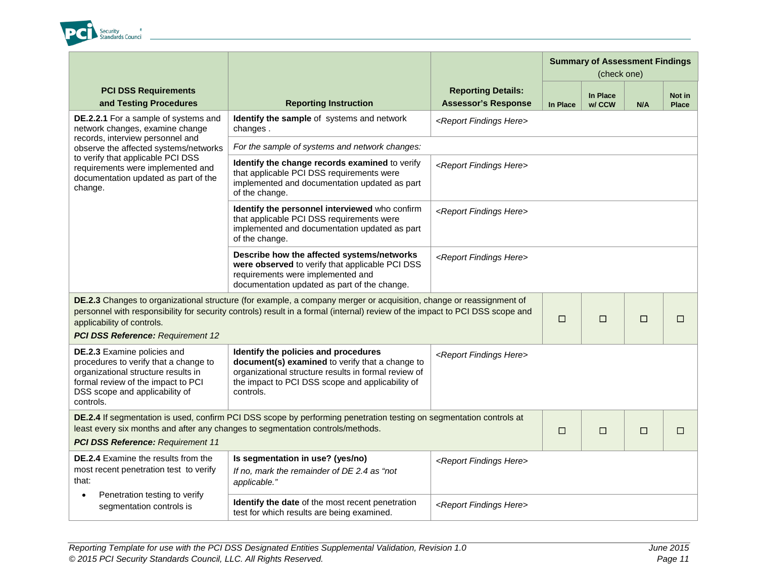| PCI DSS Requirements and Testing Procedures | Reporting Instruction | Reporting Details: Assessor's Response | Summary of Assessment Findings (check one) | | | |
|---|---|---|---|---|---|---|
| | | | In Place | In Place w/ CCW | N/A | Not in Place |
| **DE.2.2.1** For a sample of systems and network changes, examine change records, interview personnel and observe the affected systems/networks to verify that applicable PCI DSS requirements were implemented and documentation updated as part of the change. | **Identify the sample** of systems and network changes . | *<Report Findings Here>* | | | | |
| | *For the sample of systems and network changes:* | | | | | |
| | **Identify the change records examined** to verify that applicable PCI DSS requirements were implemented and documentation updated as part of the change. | *<Report Findings Here>* | | | | |
| | **Identify the personnel interviewed** who confirm that applicable PCI DSS requirements were implemented and documentation updated as part of the change. | *<Report Findings Here>* | | | | |
| | **Describe how the affected systems/networks were observed** to verify that applicable PCI DSS requirements were implemented and documentation updated as part of the change. | *<Report Findings Here>* | | | | |
| **DE.2.3** Changes to organizational structure (for example, a company merger or acquisition, change or reassignment of personnel with responsibility for security controls) result in a formal (internal) review of the impact to PCI DSS scope and applicability of controls. ***PCI DSS Reference:*** *Requirement 12* | | | ☐ | ☐ | ☐ | ☐ |
| **DE.2.3** Examine policies and procedures to verify that a change to organizational structure results in formal review of the impact to PCI DSS scope and applicability of controls. | **Identify the policies and procedures document(s) examined** to verify that a change to organizational structure results in formal review of the impact to PCI DSS scope and applicability of controls. | *<Report Findings Here>* | | | | |
| **DE.2.4** If segmentation is used, confirm PCI DSS scope by performing penetration testing on segmentation controls at least every six months and after any changes to segmentation controls/methods. ***PCI DSS Reference:*** *Requirement 11* | | | ☐ | ☐ | ☐ | ☐ |
| **DE.2.4** Examine the results from the most recent penetration test to verify that: <br>• Penetration testing to verify segmentation controls is | **Is segmentation in use? (yes/no)** <br>*If no, mark the remainder of DE 2.4 as "not applicable."* | *<Report Findings Here>* | | | | |
| | **Identify the date** of the most recent penetration test for which results are being examined. | *<Report Findings Here>* | | | | |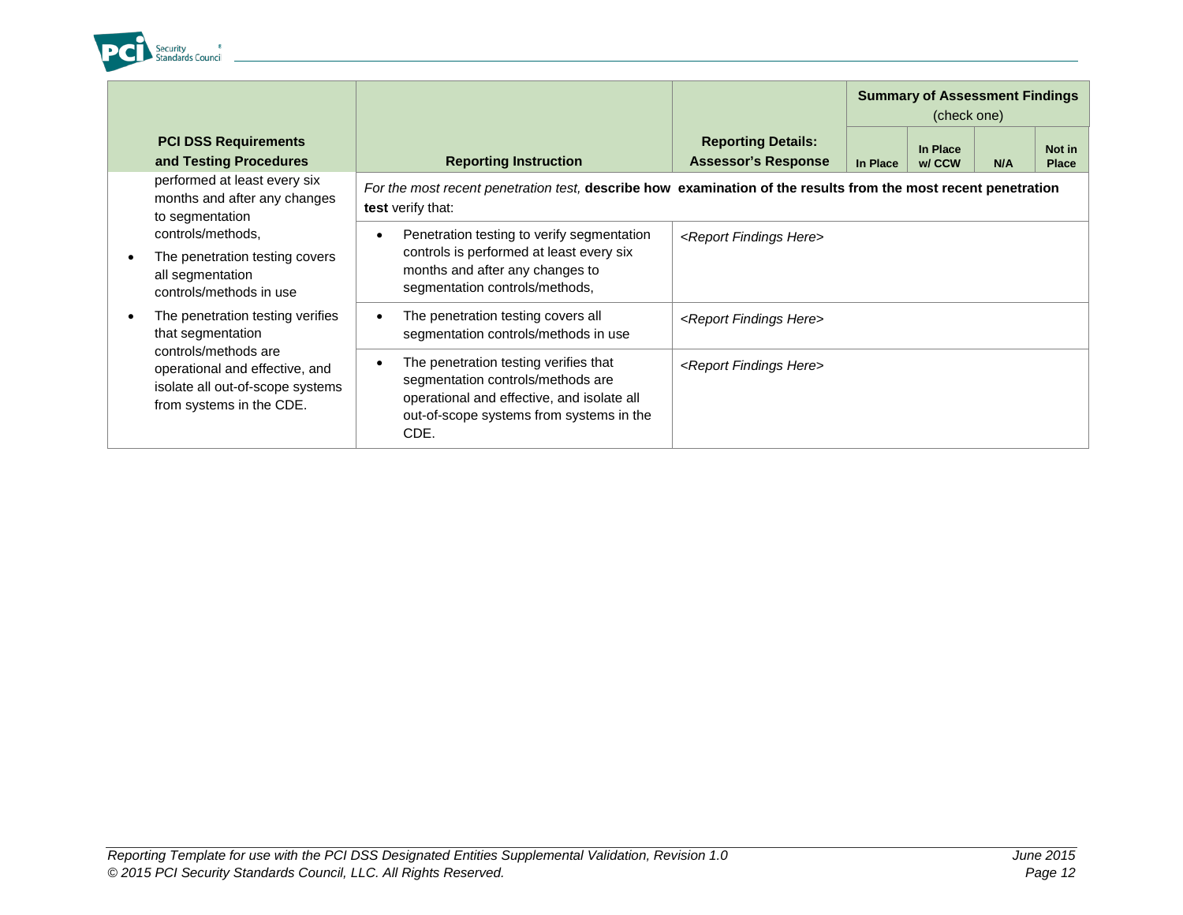| PCI DSS Requirements and Testing Procedures | Reporting Instruction | Reporting Details: Assessor's Response | Summary of Assessment Findings (check one) | | | |
|---|---|---|---|---|---|---|
| | | | In Place | In Place w/ CCW | N/A | Not in Place |
| performed at least every six months and after any changes to segmentation controls/methods,<br>• The penetration testing covers all segmentation controls/methods in use<br>• The penetration testing verifies that segmentation controls/methods are operational and effective, and isolate all out-of-scope systems from systems in the CDE. | *For the most recent penetration test,* **describe how examination of the results from the most recent penetration test** verify that: | | | | | |
| | • Penetration testing to verify segmentation controls is performed at least every six months and after any changes to segmentation controls/methods, | *<Report Findings Here>* | | | | |
| | • The penetration testing covers all segmentation controls/methods in use | *<Report Findings Here>* | | | | |
| | • The penetration testing verifies that segmentation controls/methods are operational and effective, and isolate all out-of-scope systems from systems in the CDE. | *<Report Findings Here>* | | | | |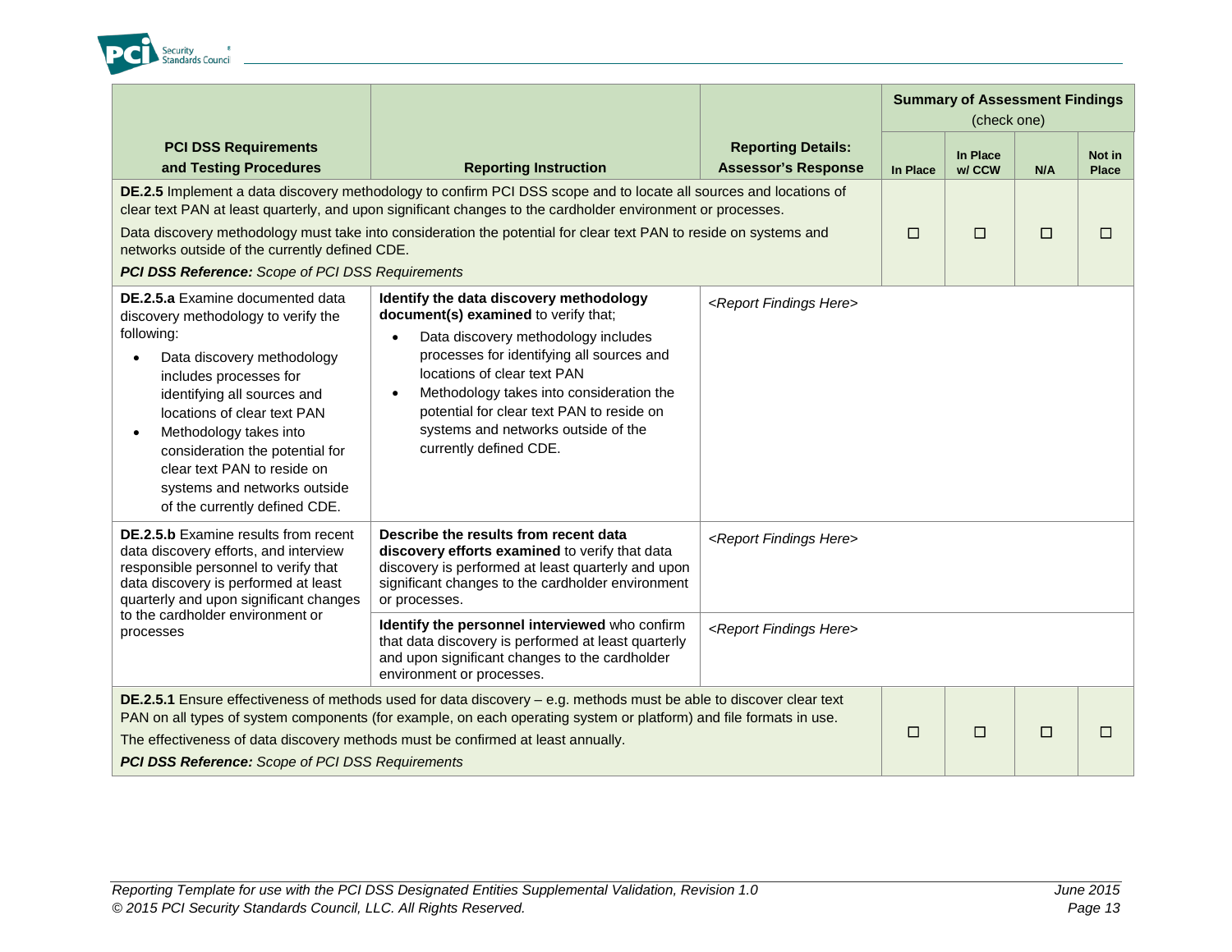| PCI DSS Requirements and Testing Procedures | Reporting Instruction | Reporting Details: Assessor's Response | Summary of Assessment Findings (check one) | | | |
|---|---|---|---|---|---|---|
| | | | In Place | In Place w/ CCW | N/A | Not in Place |
| **DE.2.5** Implement a data discovery methodology to confirm PCI DSS scope and to locate all sources and locations of clear text PAN at least quarterly, and upon significant changes to the cardholder environment or processes. <br><br> Data discovery methodology must take into consideration the potential for clear text PAN to reside on systems and networks outside of the currently defined CDE. <br><br> ***PCI DSS Reference:*** *Scope of PCI DSS Requirements* | | | ☐ | ☐ | ☐ | ☐ |
| **DE.2.5.a** Examine documented data discovery methodology to verify the following: <br>• Data discovery methodology includes processes for identifying all sources and locations of clear text PAN <br>• Methodology takes into consideration the potential for clear text PAN to reside on systems and networks outside of the currently defined CDE. | **Identify the data discovery methodology document(s) examined** to verify that; <br>• Data discovery methodology includes processes for identifying all sources and locations of clear text PAN <br>• Methodology takes into consideration the potential for clear text PAN to reside on systems and networks outside of the currently defined CDE. | *<Report Findings Here>* | | | | |
| **DE.2.5.b** Examine results from recent data discovery efforts, and interview responsible personnel to verify that data discovery is performed at least quarterly and upon significant changes to the cardholder environment or processes | **Describe the results from recent data discovery efforts examined** to verify that data discovery is performed at least quarterly and upon significant changes to the cardholder environment or processes. | *<Report Findings Here>* | | | | |
| | **Identify the personnel interviewed** who confirm that data discovery is performed at least quarterly and upon significant changes to the cardholder environment or processes. | *<Report Findings Here>* | | | | |
| **DE.2.5.1** Ensure effectiveness of methods used for data discovery – e.g. methods must be able to discover clear text PAN on all types of system components (for example, on each operating system or platform) and file formats in use. <br><br> The effectiveness of data discovery methods must be confirmed at least annually. <br><br> ***PCI DSS Reference:*** *Scope of PCI DSS Requirements* | | | ☐ | ☐ | ☐ | ☐ |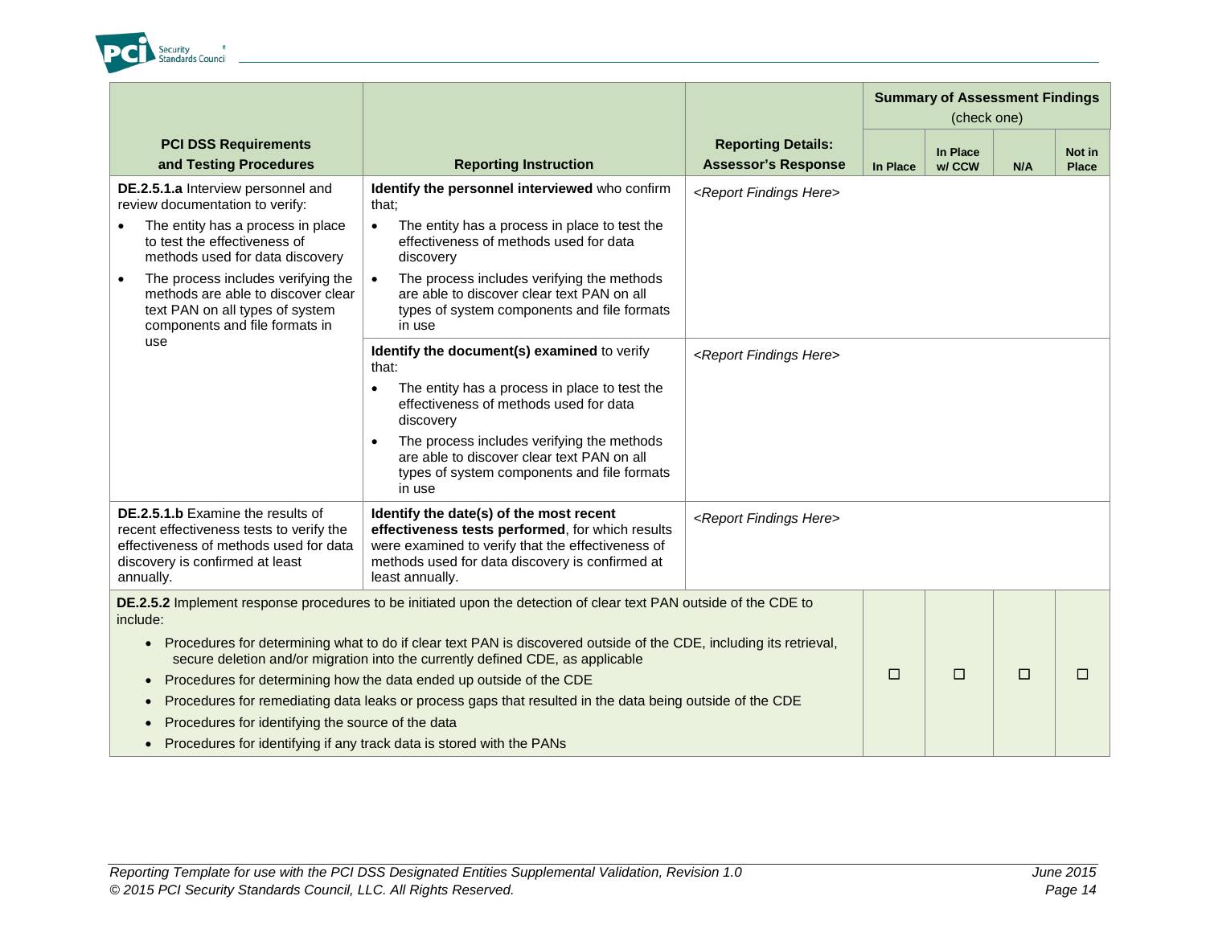| PCI DSS Requirements and Testing Procedures | Reporting Instruction | Reporting Details: Assessor's Response | Summary of Assessment Findings (check one) | | | |
|---|---|---|---|---|---|---|
| | | | In Place | In Place w/ CCW | N/A | Not in Place |
| **DE.2.5.1.a** Interview personnel and review documentation to verify:<br>• The entity has a process in place to test the effectiveness of methods used for data discovery<br>• The process includes verifying the methods are able to discover clear text PAN on all types of system components and file formats in use | **Identify the personnel interviewed** who confirm that;<br>• The entity has a process in place to test the effectiveness of methods used for data discovery<br>• The process includes verifying the methods are able to discover clear text PAN on all types of system components and file formats in use | *<Report Findings Here>* | | | | |
| | **Identify the document(s) examined** to verify that:<br>• The entity has a process in place to test the effectiveness of methods used for data discovery<br>• The process includes verifying the methods are able to discover clear text PAN on all types of system components and file formats in use | *<Report Findings Here>* | | | | |
| **DE.2.5.1.b** Examine the results of recent effectiveness tests to verify the effectiveness of methods used for data discovery is confirmed at least annually. | **Identify the date(s) of the most recent effectiveness tests performed**, for which results were examined to verify that the effectiveness of methods used for data discovery is confirmed at least annually. | *<Report Findings Here>* | | | | |
| **DE.2.5.2** Implement response procedures to be initiated upon the detection of clear text PAN outside of the CDE to include:<br>• Procedures for determining what to do if clear text PAN is discovered outside of the CDE, including its retrieval, secure deletion and/or migration into the currently defined CDE, as applicable<br>• Procedures for determining how the data ended up outside of the CDE<br>• Procedures for remediating data leaks or process gaps that resulted in the data being outside of the CDE<br>• Procedures for identifying the source of the data<br>• Procedures for identifying if any track data is stored with the PANs | | | ☐ | ☐ | ☐ | ☐ |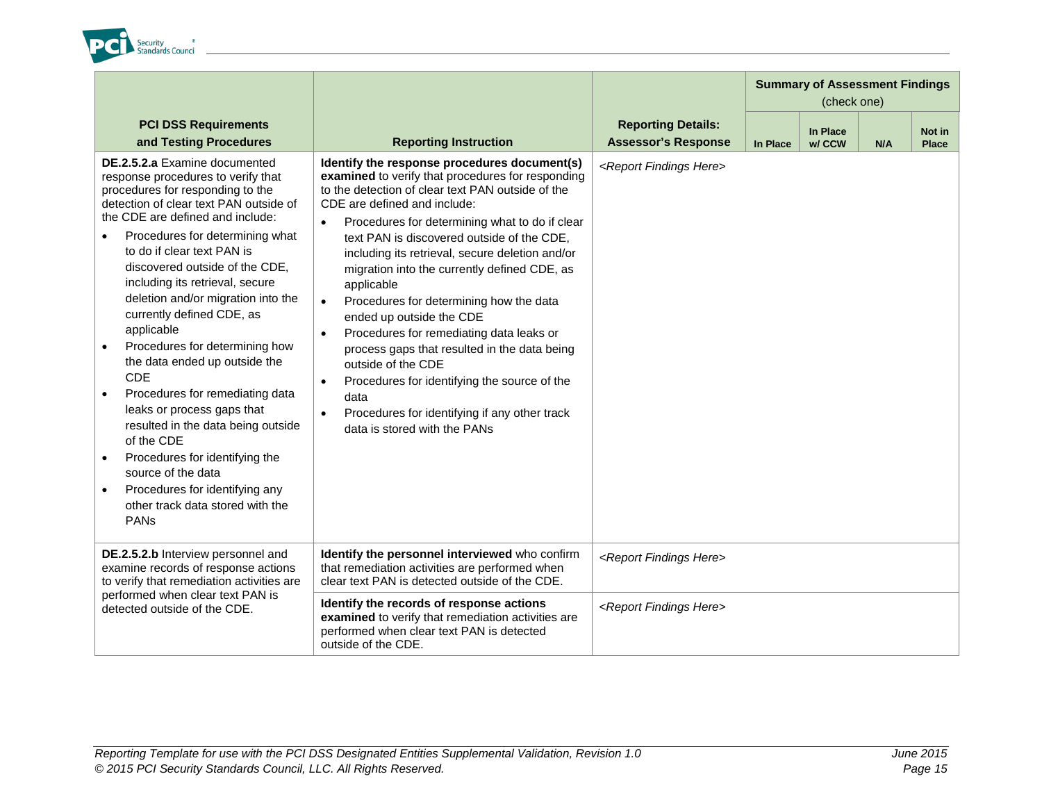| PCI DSS Requirements and Testing Procedures | Reporting Instruction | Reporting Details: Assessor's Response | Summary of Assessment Findings (check one) | | | |
|---|---|---|---|---|---|---|
| | | | In Place | In Place w/ CCW | N/A | Not in Place |
| **DE.2.5.2.a** Examine documented response procedures to verify that procedures for responding to the detection of clear text PAN outside of the CDE are defined and include:<br>• Procedures for determining what to do if clear text PAN is discovered outside of the CDE, including its retrieval, secure deletion and/or migration into the currently defined CDE, as applicable<br>• Procedures for determining how the data ended up outside the CDE<br>• Procedures for remediating data leaks or process gaps that resulted in the data being outside of the CDE<br>• Procedures for identifying the source of the data<br>• Procedures for identifying any other track data stored with the PANs | **Identify the response procedures document(s) examined** to verify that procedures for responding to the detection of clear text PAN outside of the CDE are defined and include:<br>• Procedures for determining what to do if clear text PAN is discovered outside of the CDE, including its retrieval, secure deletion and/or migration into the currently defined CDE, as applicable<br>• Procedures for determining how the data ended up outside the CDE<br>• Procedures for remediating data leaks or process gaps that resulted in the data being outside of the CDE<br>• Procedures for identifying the source of the data<br>• Procedures for identifying if any other track data is stored with the PANs | *<Report Findings Here>* | | | | |
| **DE.2.5.2.b** Interview personnel and examine records of response actions to verify that remediation activities are performed when clear text PAN is detected outside of the CDE. | **Identify the personnel interviewed** who confirm that remediation activities are performed when clear text PAN is detected outside of the CDE. | *<Report Findings Here>* | | | | |
| | **Identify the records of response actions examined** to verify that remediation activities are performed when clear text PAN is detected outside of the CDE. | *<Report Findings Here>* | | | | |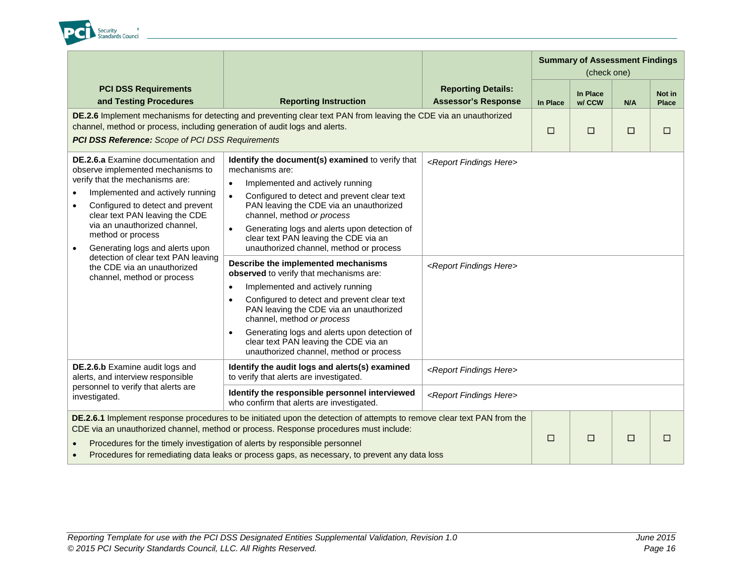| PCI DSS Requirements and Testing Procedures | Reporting Instruction | Reporting Details: Assessor's Response | Summary of Assessment Findings (check one) | | | |
|---|---|---|---|---|---|---|
| | | | In Place | In Place w/ CCW | N/A | Not in Place |
| **DE.2.6** Implement mechanisms for detecting and preventing clear text PAN from leaving the CDE via an unauthorized channel, method or process, including generation of audit logs and alerts. ***PCI DSS Reference:*** *Scope of PCI DSS Requirements* | | | ☐ | ☐ | ☐ | ☐ |
| **DE.2.6.a** Examine documentation and observe implemented mechanisms to verify that the mechanisms are: • Implemented and actively running • Configured to detect and prevent clear text PAN leaving the CDE via an unauthorized channel, method or process • Generating logs and alerts upon detection of clear text PAN leaving the CDE via an unauthorized channel, method or process | **Identify the document(s) examined** to verify that mechanisms are: • Implemented and actively running • Configured to detect and prevent clear text PAN leaving the CDE via an unauthorized channel, method *or process* • Generating logs and alerts upon detection of clear text PAN leaving the CDE via an unauthorized channel, method or process | *<Report Findings Here>* | | | | |
| | **Describe the implemented mechanisms observed** to verify that mechanisms are: • Implemented and actively running • Configured to detect and prevent clear text PAN leaving the CDE via an unauthorized channel, method *or process* • Generating logs and alerts upon detection of clear text PAN leaving the CDE via an unauthorized channel, method or process | *<Report Findings Here>* | | | | |
| **DE.2.6.b** Examine audit logs and alerts, and interview responsible personnel to verify that alerts are investigated. | **Identify the audit logs and alerts(s) examined** to verify that alerts are investigated. | *<Report Findings Here>* | | | | |
| | **Identify the responsible personnel interviewed** who confirm that alerts are investigated. | *<Report Findings Here>* | | | | |
| **DE.2.6.1** Implement response procedures to be initiated upon the detection of attempts to remove clear text PAN from the CDE via an unauthorized channel, method or process. Response procedures must include: • Procedures for the timely investigation of alerts by responsible personnel • Procedures for remediating data leaks or process gaps, as necessary, to prevent any data loss | | | ☐ | ☐ | ☐ | ☐ |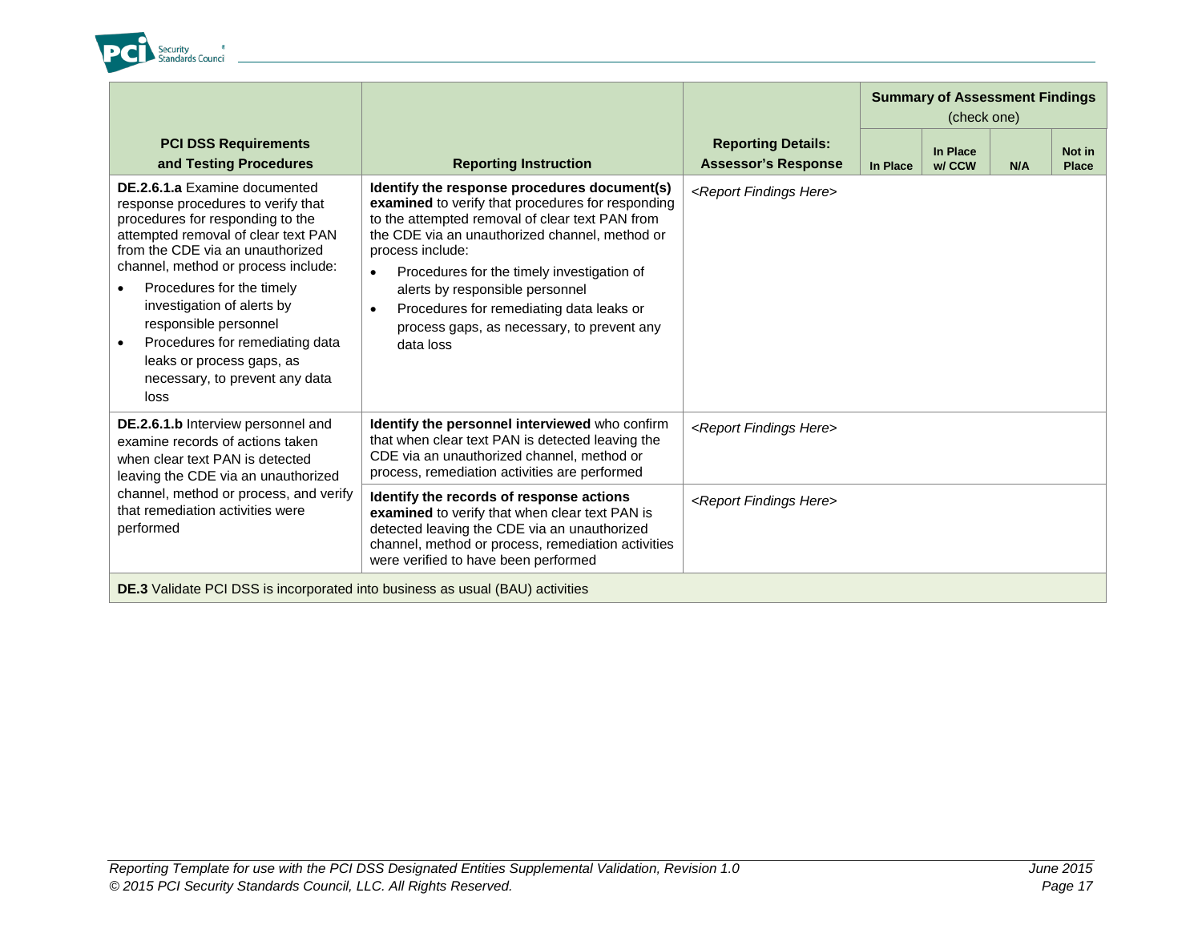| PCI DSS Requirements and Testing Procedures | Reporting Instruction | Reporting Details: Assessor's Response | Summary of Assessment Findings (check one) | | | |
|---|---|---|---|---|---|---|
| | | | In Place | In Place w/ CCW | N/A | Not in Place |
| **DE.2.6.1.a** Examine documented response procedures to verify that procedures for responding to the attempted removal of clear text PAN from the CDE via an unauthorized channel, method or process include:<br>• Procedures for the timely investigation of alerts by responsible personnel<br>• Procedures for remediating data leaks or process gaps, as necessary, to prevent any data loss | **Identify the response procedures document(s) examined** to verify that procedures for responding to the attempted removal of clear text PAN from the CDE via an unauthorized channel, method or process include:<br>• Procedures for the timely investigation of alerts by responsible personnel<br>• Procedures for remediating data leaks or process gaps, as necessary, to prevent any data loss | *<Report Findings Here>* | | | | |
| **DE.2.6.1.b** Interview personnel and examine records of actions taken when clear text PAN is detected leaving the CDE via an unauthorized channel, method or process, and verify that remediation activities were performed | **Identify the personnel interviewed** who confirm that when clear text PAN is detected leaving the CDE via an unauthorized channel, method or process, remediation activities are performed | *<Report Findings Here>* | | | | |
| | **Identify the records of response actions examined** to verify that when clear text PAN is detected leaving the CDE via an unauthorized channel, method or process, remediation activities were verified to have been performed | *<Report Findings Here>* | | | | |
| **DE.3** Validate PCI DSS is incorporated into business as usual (BAU) activities | | | | | | |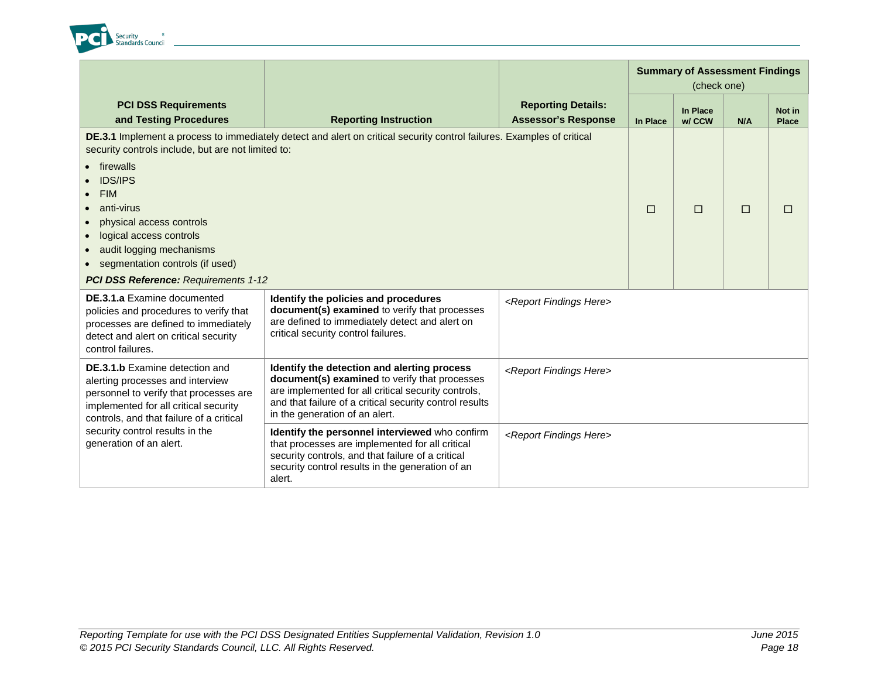| PCI DSS Requirements and Testing Procedures | Reporting Instruction | Reporting Details: Assessor's Response | Summary of Assessment Findings (check one) | | | |
|---|---|---|---|---|---|---|
| | | | In Place | In Place w/ CCW | N/A | Not in Place |
| **DE.3.1** Implement a process to immediately detect and alert on critical security control failures. Examples of critical security controls include, but are not limited to:<br>• firewalls<br>• IDS/IPS<br>• FIM<br>• anti-virus<br>• physical access controls<br>• logical access controls<br>• audit logging mechanisms<br>• segmentation controls (if used)<br>***PCI DSS Reference:*** *Requirements 1-12* | | | ☐ | ☐ | ☐ | ☐ |
| **DE.3.1.a** Examine documented policies and procedures to verify that processes are defined to immediately detect and alert on critical security control failures. | **Identify the policies and procedures document(s) examined** to verify that processes are defined to immediately detect and alert on critical security control failures. | *<Report Findings Here>* | | | | |
| **DE.3.1.b** Examine detection and alerting processes and interview personnel to verify that processes are implemented for all critical security controls, and that failure of a critical security control results in the generation of an alert. | **Identify the detection and alerting process document(s) examined** to verify that processes are implemented for all critical security controls, and that failure of a critical security control results in the generation of an alert. | *<Report Findings Here>* | | | | |
| | **Identify the personnel interviewed** who confirm that processes are implemented for all critical security controls, and that failure of a critical security control results in the generation of an alert. | *<Report Findings Here>* | | | | |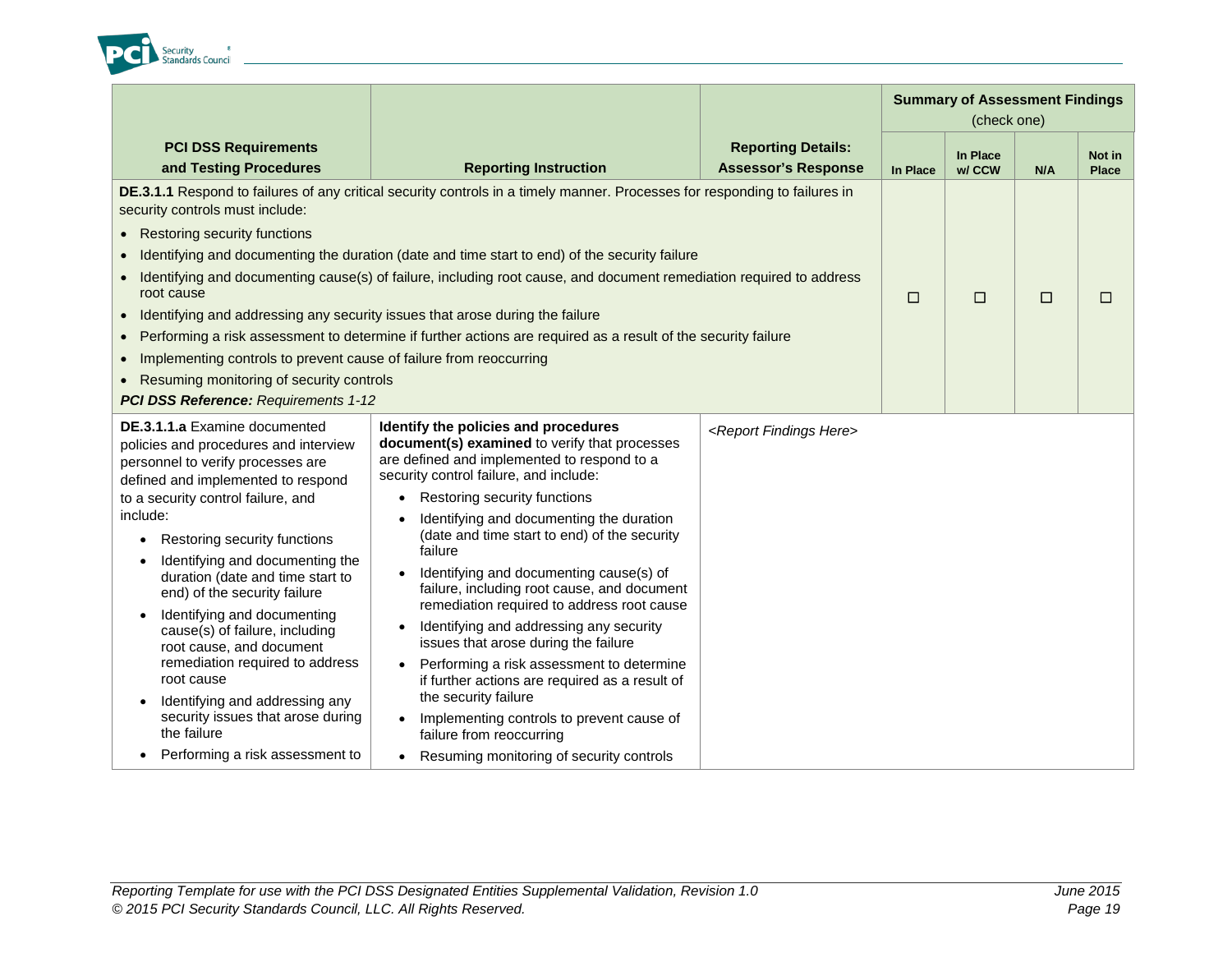| PCI DSS Requirements and Testing Procedures | Reporting Instruction | Reporting Details: Assessor's Response | Summary of Assessment Findings (check one) | | | |
|---|---|---|---|---|---|---|
| | | | In Place | In Place w/ CCW | N/A | Not in Place |
| **DE.3.1.1** Respond to failures of any critical security controls in a timely manner. Processes for responding to failures in security controls must include: <br>• Restoring security functions <br>• Identifying and documenting the duration (date and time start to end) of the security failure <br>• Identifying and documenting cause(s) of failure, including root cause, and document remediation required to address root cause <br>• Identifying and addressing any security issues that arose during the failure <br>• Performing a risk assessment to determine if further actions are required as a result of the security failure <br>• Implementing controls to prevent cause of failure from reoccurring <br>• Resuming monitoring of security controls <br>***PCI DSS Reference:*** *Requirements 1-12* | | | ☐ | ☐ | ☐ | ☐ |
| **DE.3.1.1.a** Examine documented policies and procedures and interview personnel to verify processes are defined and implemented to respond to a security control failure, and include: <br>• Restoring security functions <br>• Identifying and documenting the duration (date and time start to end) of the security failure <br>• Identifying and documenting cause(s) of failure, including root cause, and document remediation required to address root cause <br>• Identifying and addressing any security issues that arose during the failure <br>• Performing a risk assessment to | **Identify the policies and procedures document(s) examined** to verify that processes are defined and implemented to respond to a security control failure, and include: <br>• Restoring security functions <br>• Identifying and documenting the duration (date and time start to end) of the security failure <br>• Identifying and documenting cause(s) of failure, including root cause, and document remediation required to address root cause <br>• Identifying and addressing any security issues that arose during the failure <br>• Performing a risk assessment to determine if further actions are required as a result of the security failure <br>• Implementing controls to prevent cause of failure from reoccurring <br>• Resuming monitoring of security controls | *<Report Findings Here>* | | | | |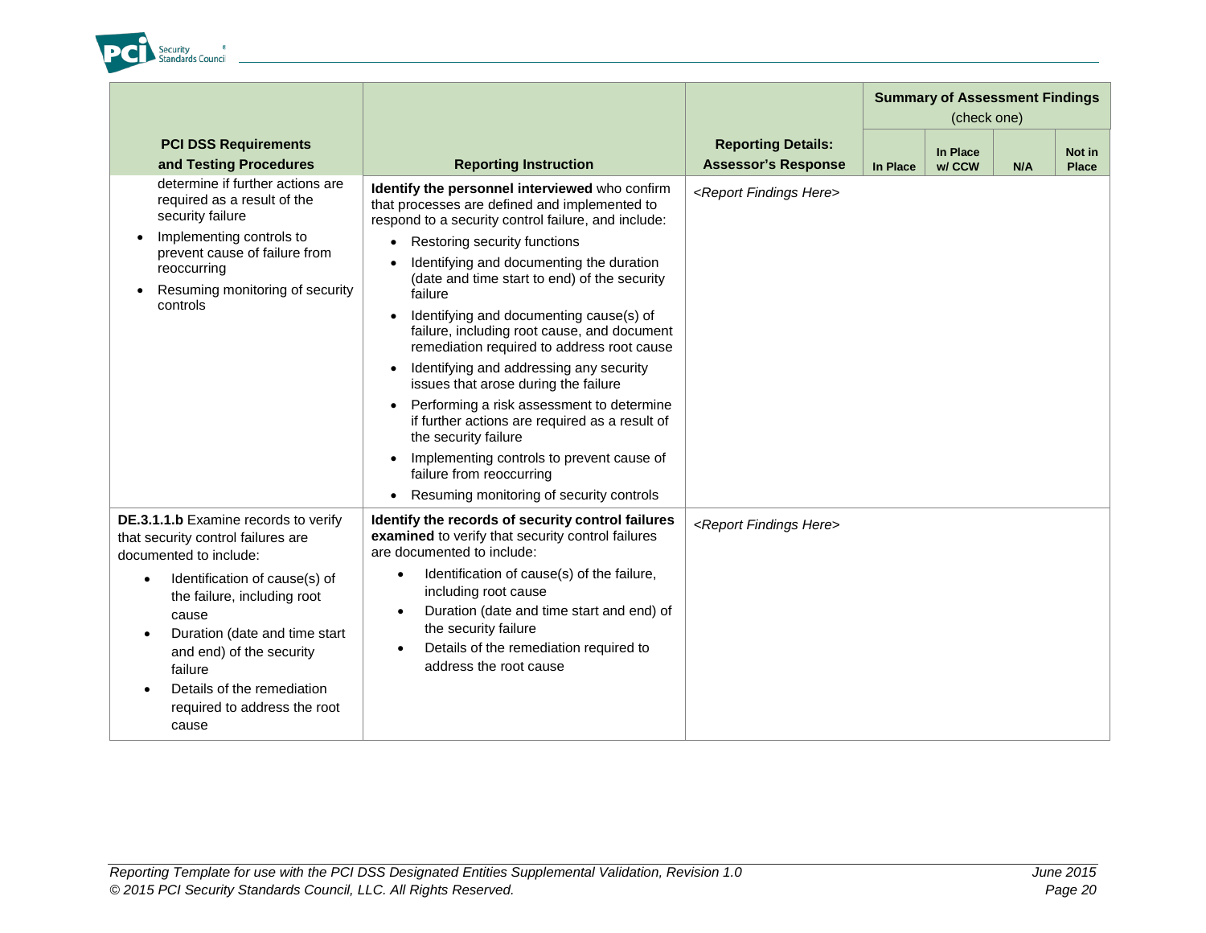| PCI DSS Requirements and Testing Procedures | Reporting Instruction | Reporting Details: Assessor's Response | Summary of Assessment Findings (check one) | | | |
|---|---|---|---|---|---|---|
| | | | In Place | In Place w/ CCW | N/A | Not in Place |
| determine if further actions are required as a result of the security failure<br>• Implementing controls to prevent cause of failure from reoccurring<br>• Resuming monitoring of security controls | **Identify the personnel interviewed** who confirm that processes are defined and implemented to respond to a security control failure, and include:<br>• Restoring security functions<br>• Identifying and documenting the duration (date and time start to end) of the security failure<br>• Identifying and documenting cause(s) of failure, including root cause, and document remediation required to address root cause<br>• Identifying and addressing any security issues that arose during the failure<br>• Performing a risk assessment to determine if further actions are required as a result of the security failure<br>• Implementing controls to prevent cause of failure from reoccurring<br>• Resuming monitoring of security controls | *<Report Findings Here>* | | | | |
| **DE.3.1.1.b** Examine records to verify that security control failures are documented to include:<br>• Identification of cause(s) of the failure, including root cause<br>• Duration (date and time start and end) of the security failure<br>• Details of the remediation required to address the root cause | **Identify the records of security control failures examined** to verify that security control failures are documented to include:<br>• Identification of cause(s) of the failure, including root cause<br>• Duration (date and time start and end) of the security failure<br>• Details of the remediation required to address the root cause | *<Report Findings Here>* | | | | |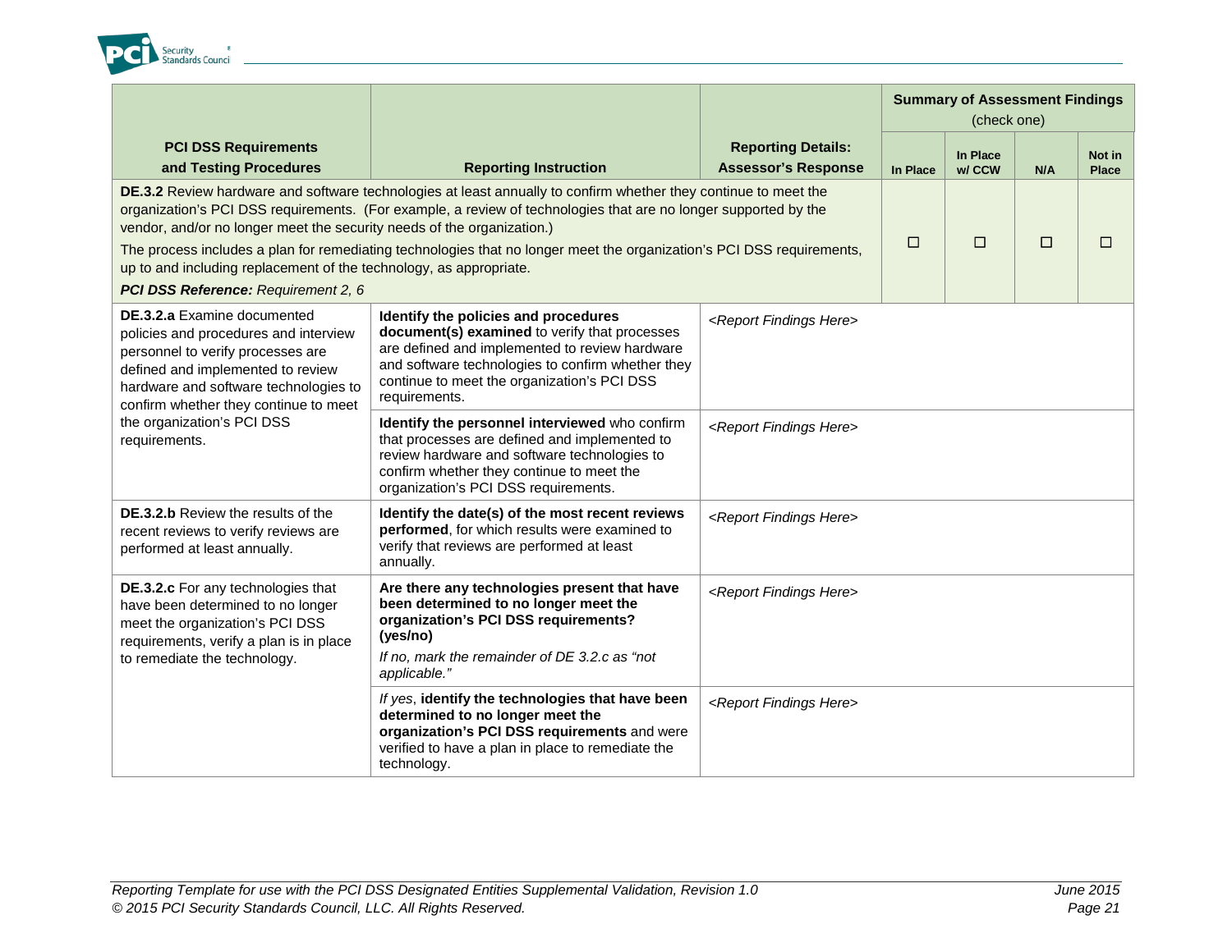| PCI DSS Requirements and Testing Procedures | Reporting Instruction | Reporting Details: Assessor's Response | Summary of Assessment Findings (check one) | | | |
|---|---|---|---|---|---|---|
| | | | In Place | In Place w/ CCW | N/A | Not in Place |
| **DE.3.2** Review hardware and software technologies at least annually to confirm whether they continue to meet the organization's PCI DSS requirements. (For example, a review of technologies that are no longer supported by the vendor, and/or no longer meet the security needs of the organization.) The process includes a plan for remediating technologies that no longer meet the organization's PCI DSS requirements, up to and including replacement of the technology, as appropriate. ***PCI DSS Reference:*** *Requirement 2, 6* | | | ☐ | ☐ | ☐ | ☐ |
| **DE.3.2.a** Examine documented policies and procedures and interview personnel to verify processes are defined and implemented to review hardware and software technologies to confirm whether they continue to meet the organization's PCI DSS requirements. | **Identify the policies and procedures document(s) examined** to verify that processes are defined and implemented to review hardware and software technologies to confirm whether they continue to meet the organization's PCI DSS requirements. | *<Report Findings Here>* | | | | |
| | **Identify the personnel interviewed** who confirm that processes are defined and implemented to review hardware and software technologies to confirm whether they continue to meet the organization's PCI DSS requirements. | *<Report Findings Here>* | | | | |
| **DE.3.2.b** Review the results of the recent reviews to verify reviews are performed at least annually. | **Identify the date(s) of the most recent reviews performed**, for which results were examined to verify that reviews are performed at least annually. | *<Report Findings Here>* | | | | |
| **DE.3.2.c** For any technologies that have been determined to no longer meet the organization's PCI DSS requirements, verify a plan is in place to remediate the technology. | **Are there any technologies present that have been determined to no longer meet the organization's PCI DSS requirements? (yes/no)** *If no, mark the remainder of DE 3.2.c as "not applicable."* | *<Report Findings Here>* | | | | |
| | *If yes*, **identify the technologies that have been determined to no longer meet the organization's PCI DSS requirements** and were verified to have a plan in place to remediate the technology. | *<Report Findings Here>* | | | | |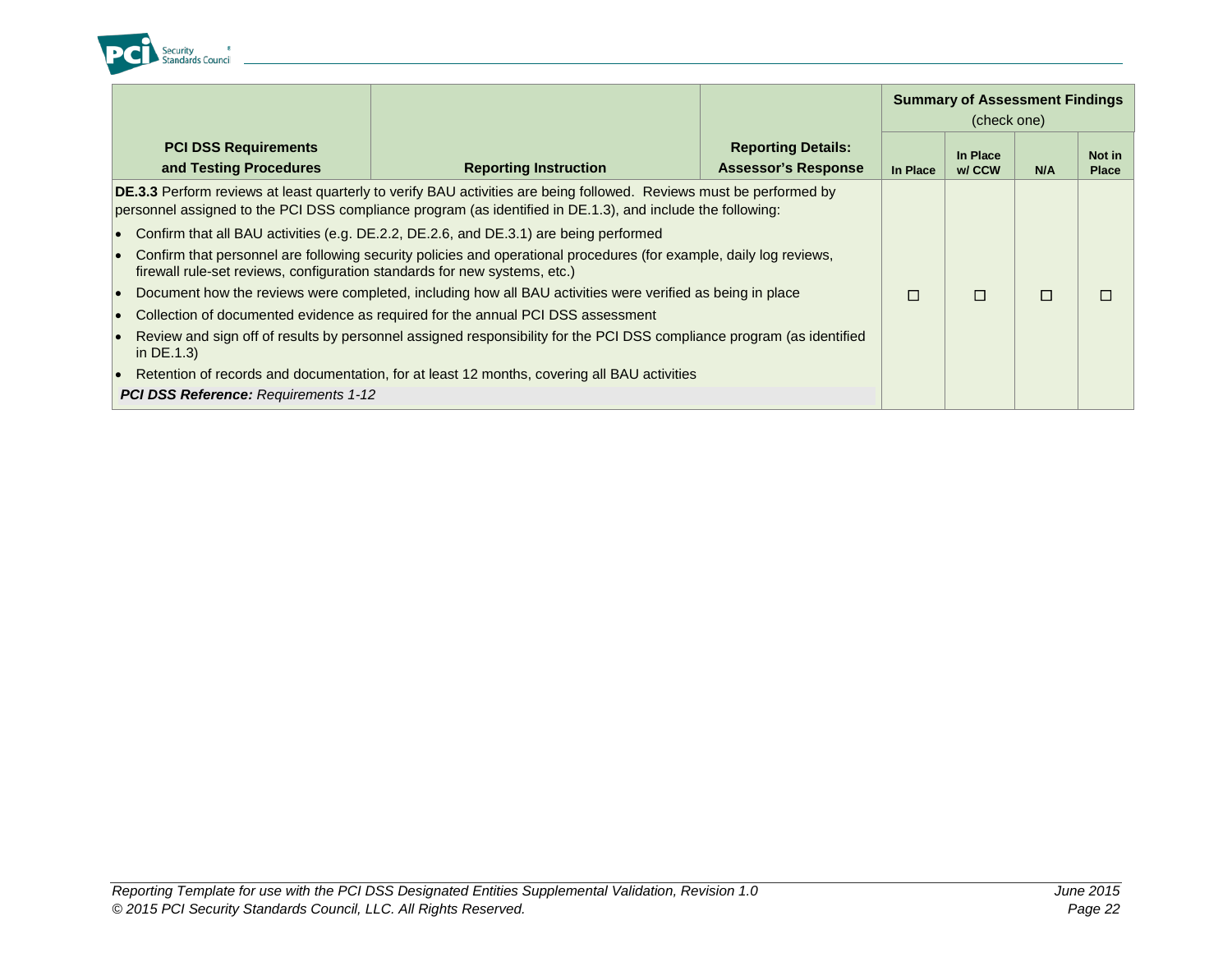| PCI DSS Requirements and Testing Procedures | Reporting Instruction | Reporting Details: Assessor's Response | Summary of Assessment Findings (check one) | | | |
|---|---|---|---|---|---|---|
| | | | In Place | In Place w/ CCW | N/A | Not in Place |
| **DE.3.3** Perform reviews at least quarterly to verify BAU activities are being followed. Reviews must be performed by personnel assigned to the PCI DSS compliance program (as identified in DE.1.3), and include the following:<br>• Confirm that all BAU activities (e.g. DE.2.2, DE.2.6, and DE.3.1) are being performed<br>• Confirm that personnel are following security policies and operational procedures (for example, daily log reviews, firewall rule-set reviews, configuration standards for new systems, etc.)<br>• Document how the reviews were completed, including how all BAU activities were verified as being in place<br>• Collection of documented evidence as required for the annual PCI DSS assessment<br>• Review and sign off of results by personnel assigned responsibility for the PCI DSS compliance program (as identified in DE.1.3)<br>• Retention of records and documentation, for at least 12 months, covering all BAU activities<br>***PCI DSS Reference:*** *Requirements 1-12* | | | ☐ | ☐ | ☐ | ☐ |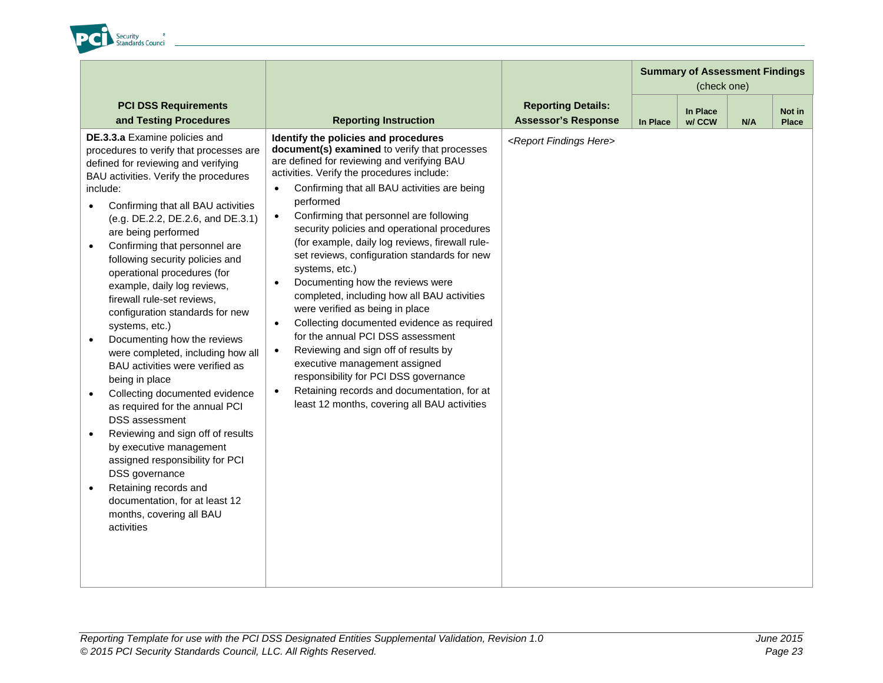| PCI DSS Requirements and Testing Procedures | Reporting Instruction | Reporting Details: Assessor's Response | Summary of Assessment Findings (check one) | | | |
|---|---|---|---|---|---|---|
| | | | In Place | In Place w/ CCW | N/A | Not in Place |
| **DE.3.3.a** Examine policies and procedures to verify that processes are defined for reviewing and verifying BAU activities. Verify the procedures include:<br>• Confirming that all BAU activities (e.g. DE.2.2, DE.2.6, and DE.3.1) are being performed<br>• Confirming that personnel are following security policies and operational procedures (for example, daily log reviews, firewall rule-set reviews, configuration standards for new systems, etc.)<br>• Documenting how the reviews were completed, including how all BAU activities were verified as being in place<br>• Collecting documented evidence as required for the annual PCI DSS assessment<br>• Reviewing and sign off of results by executive management assigned responsibility for PCI DSS governance<br>• Retaining records and documentation, for at least 12 months, covering all BAU activities | **Identify the policies and procedures document(s) examined** to verify that processes are defined for reviewing and verifying BAU activities. Verify the procedures include:<br>• Confirming that all BAU activities are being performed<br>• Confirming that personnel are following security policies and operational procedures (for example, daily log reviews, firewall rule-set reviews, configuration standards for new systems, etc.)<br>• Documenting how the reviews were completed, including how all BAU activities were verified as being in place<br>• Collecting documented evidence as required for the annual PCI DSS assessment<br>• Reviewing and sign off of results by executive management assigned responsibility for PCI DSS governance<br>• Retaining records and documentation, for at least 12 months, covering all BAU activities | *<Report Findings Here>* | | | | |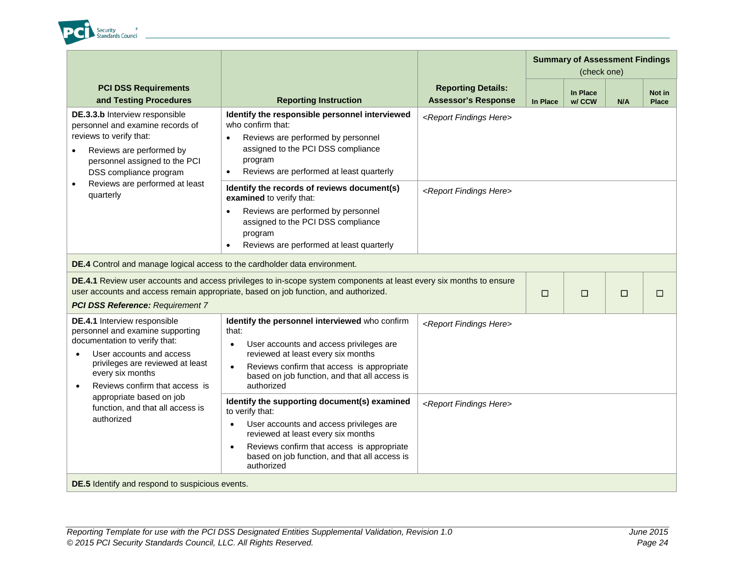| PCI DSS Requirements and Testing Procedures | Reporting Instruction | Reporting Details: Assessor's Response | Summary of Assessment Findings (check one) | | | |
|---|---|---|---|---|---|---|
| | | | In Place | In Place w/ CCW | N/A | Not in Place |
| **DE.3.3.b** Interview responsible personnel and examine records of reviews to verify that: <br>• Reviews are performed by personnel assigned to the PCI DSS compliance program <br>• Reviews are performed at least quarterly | **Identify the responsible personnel interviewed** who confirm that: <br>• Reviews are performed by personnel assigned to the PCI DSS compliance program <br>• Reviews are performed at least quarterly | *<Report Findings Here>* | | | | |
| | **Identify the records of reviews document(s) examined** to verify that: <br>• Reviews are performed by personnel assigned to the PCI DSS compliance program <br>• Reviews are performed at least quarterly | *<Report Findings Here>* | | | | |
| **DE.4** Control and manage logical access to the cardholder data environment. | | | | | | |
| **DE.4.1** Review user accounts and access privileges to in-scope system components at least every six months to ensure user accounts and access remain appropriate, based on job function, and authorized. <br>***PCI DSS Reference:*** *Requirement 7* | | | ☐ | ☐ | ☐ | ☐ |
| **DE.4.1** Interview responsible personnel and examine supporting documentation to verify that: <br>• User accounts and access privileges are reviewed at least every six months <br>• Reviews confirm that access is appropriate based on job function, and that all access is authorized | **Identify the personnel interviewed** who confirm that: <br>• User accounts and access privileges are reviewed at least every six months <br>• Reviews confirm that access is appropriate based on job function, and that all access is authorized | *<Report Findings Here>* | | | | |
| | **Identify the supporting document(s) examined** to verify that: <br>• User accounts and access privileges are reviewed at least every six months <br>• Reviews confirm that access is appropriate based on job function, and that all access is authorized | *<Report Findings Here>* | | | | |
| **DE.5** Identify and respond to suspicious events. | | | | | | |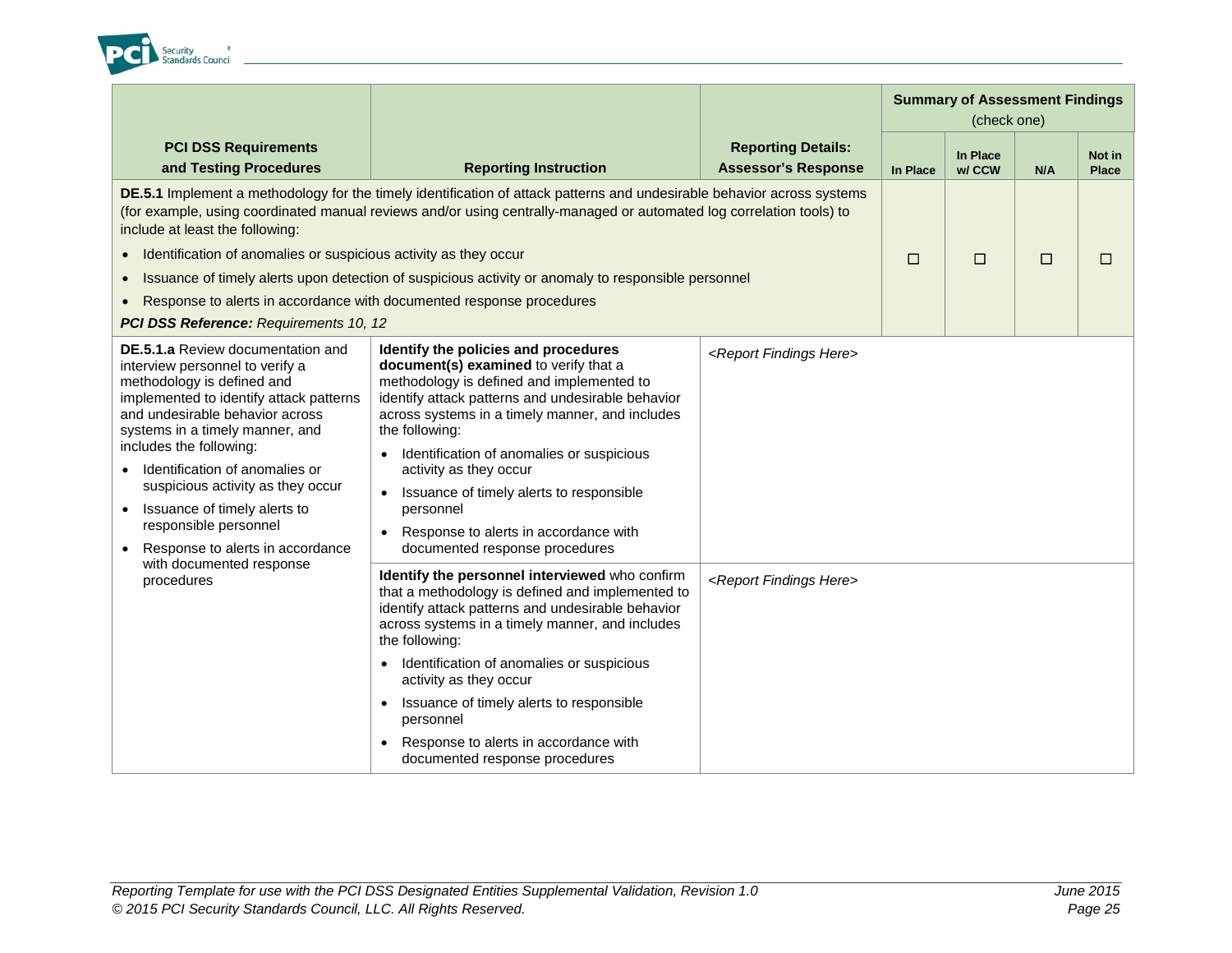| PCI DSS Requirements and Testing Procedures | Reporting Instruction | Reporting Details: Assessor's Response | Summary of Assessment Findings (check one) | | | |
|---|---|---|---|---|---|---|
| | | | In Place | In Place w/ CCW | N/A | Not in Place |
| **DE.5.1** Implement a methodology for the timely identification of attack patterns and undesirable behavior across systems (for example, using coordinated manual reviews and/or using centrally-managed or automated log correlation tools) to include at least the following:<br>• Identification of anomalies or suspicious activity as they occur<br>• Issuance of timely alerts upon detection of suspicious activity or anomaly to responsible personnel<br>• Response to alerts in accordance with documented response procedures<br>***PCI DSS Reference:*** *Requirements 10, 12* | | | ☐ | ☐ | ☐ | ☐ |
| **DE.5.1.a** Review documentation and interview personnel to verify a methodology is defined and implemented to identify attack patterns and undesirable behavior across systems in a timely manner, and includes the following:<br>• Identification of anomalies or suspicious activity as they occur<br>• Issuance of timely alerts to responsible personnel<br>• Response to alerts in accordance with documented response procedures | **Identify the policies and procedures document(s) examined** to verify that a methodology is defined and implemented to identify attack patterns and undesirable behavior across systems in a timely manner, and includes the following:<br>• Identification of anomalies or suspicious activity as they occur<br>• Issuance of timely alerts to responsible personnel<br>• Response to alerts in accordance with documented response procedures | *<Report Findings Here>* | | | | |
| | **Identify the personnel interviewed** who confirm that a methodology is defined and implemented to identify attack patterns and undesirable behavior across systems in a timely manner, and includes the following:<br>• Identification of anomalies or suspicious activity as they occur<br>• Issuance of timely alerts to responsible personnel<br>• Response to alerts in accordance with documented response procedures | *<Report Findings Here>* | | | | |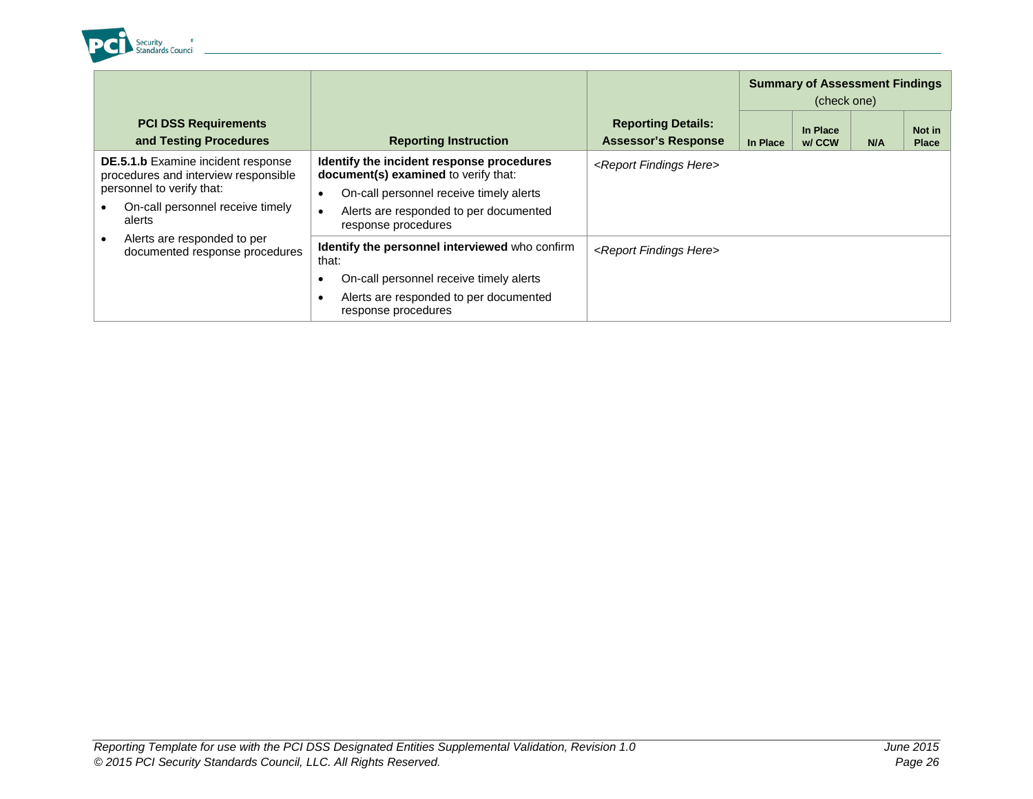| PCI DSS Requirements and Testing Procedures | Reporting Instruction | Reporting Details: Assessor's Response | Summary of Assessment Findings (check one) | | | |
|---|---|---|---|---|---|---|
| | | | In Place | In Place w/ CCW | N/A | Not in Place |
| **DE.5.1.b** Examine incident response procedures and interview responsible personnel to verify that:<br>• On-call personnel receive timely alerts<br>• Alerts are responded to per documented response procedures | **Identify the incident response procedures document(s) examined** to verify that:<br>• On-call personnel receive timely alerts<br>• Alerts are responded to per documented response procedures | *<Report Findings Here>* | | | | |
| | **Identify the personnel interviewed** who confirm that:<br>• On-call personnel receive timely alerts<br>• Alerts are responded to per documented response procedures | *<Report Findings Here>* | | | | |